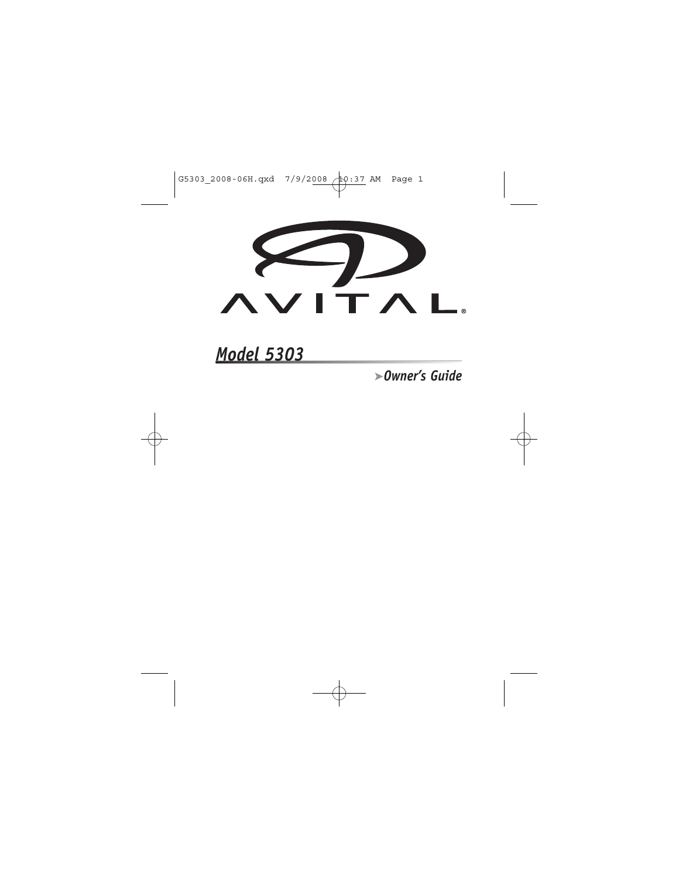# AVITAL®

## Model 5303

**Owner's Guide**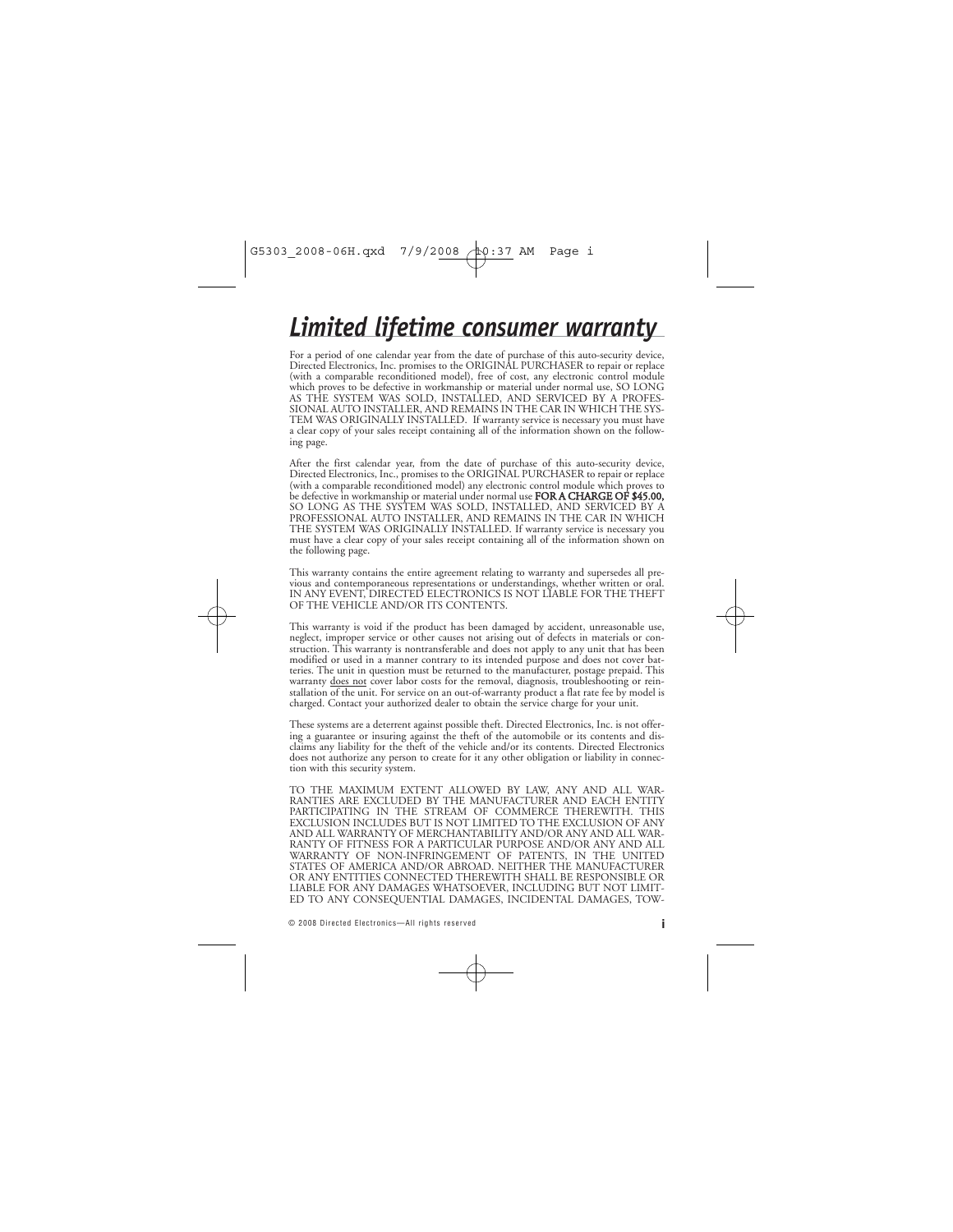# *Limited lifetime consumer warranty*

For a period of one calendar year from the date of purchase of this auto-security device, Directed Electronics, Inc. promises to the ORIGINAL PURCHASER to repair or replace (with a comparable reconditioned model), free of cost, any electronic control module which proves to be defective in workmanship or material under normal use, SO LONG AS THE SYSTEM WAS SOLD, INSTALLED, AND SERVICED BY A PROFESSIONAL AUTO INSTALLER, AND REMAINS IN THE CAR IN WHICH THE SYSTEM WAS ORIGINALLY INSTALLED. If warranty service is necessary you must have a clear copy of your sales receipt containing all of the information shown on the following page.

After the first calendar year, from the date of purchase of this auto-security device, Directed Electronics, Inc., promises to the ORIGINAL PURCHASER to repair or replace (with a comparable reconditioned model) any electronic control module which proves to be defective in workmanship or material under normal use **FOR A CHARGE OF $45.00,** SO LONG AS THE SYSTEM WAS SOLD, INSTALLED, AND SERVICED BY A PROFESSIONAL AUTO INSTALLER, AND REMAINS IN THE CAR IN WHICH THE SYSTEM WAS ORIGINALLY INSTALLED. If warranty service is necessary you must have a clear copy of your sales receipt containing all of the information shown on the following page.

This warranty contains the entire agreement relating to warranty and supersedes all previous and contemporaneous representations or understandings, whether written or oral. IN ANY EVENT, DIRECTED ELECTRONICS IS NOT LIABLE FOR THE THEFT OF THE VEHICLE AND/OR ITS CONTENTS.

This warranty is void if the product has been damaged by accident, unreasonable use, neglect, improper service or other causes not arising out of defects in materials or construction. This warranty is nontransferable and does not apply to any unit that has been modified or used in a manner contrary to its intended purpose and does not cover batteries. The unit in question must be returned to the manufacturer, postage prepaid. This warranty does not cover labor costs for the removal, diagnosis, troubleshooting or reinstallation of the unit. For service on an out-of-warranty product a flat rate fee by model is charged. Contact your authorized dealer to obtain the service charge for your unit.

These systems are a deterrent against possible theft. Directed Electronics, Inc. is not offering a guarantee or insuring against the theft of the automobile or its contents and disclaims any liability for the theft of the vehicle and/or its contents. Directed Electronics does not authorize any person to create for it any other obligation or liability in connection with this security system.

TO THE MAXIMUM EXTENT ALLOWED BY LAW, ANY AND ALL WARRANTIES ARE EXCLUDED BY THE MANUFACTURER AND EACH ENTITY PARTICIPATING IN THE STREAM OF COMMERCE THEREWITH. THIS EXCLUSION INCLUDES BUT IS NOT LIMITED TO THE EXCLUSION OF ANY AND ALL WARRANTY OF MERCHANTABILITY AND/OR ANY AND ALL WARRANTY OF FITNESS FOR A PARTICULAR PURPOSE AND/OR ANY AND ALL WARRANTY OF NON-INFRINGEMENT OF PATENTS, IN THE UNITED STATES OF AMERICA AND/OR ABROAD. NEITHER THE MANUFACTURER OR ANY ENTITIES CONNECTED THEREWITH SHALL BE RESPONSIBLE OR LIABLE FOR ANY DAMAGES WHATSOEVER, INCLUDING BUT NOT LIMITED TO ANY CONSEQUENTIAL DAMAGES, INCIDENTAL DAMAGES, TOW-

© 2008 Directed Electronics—All rights reserved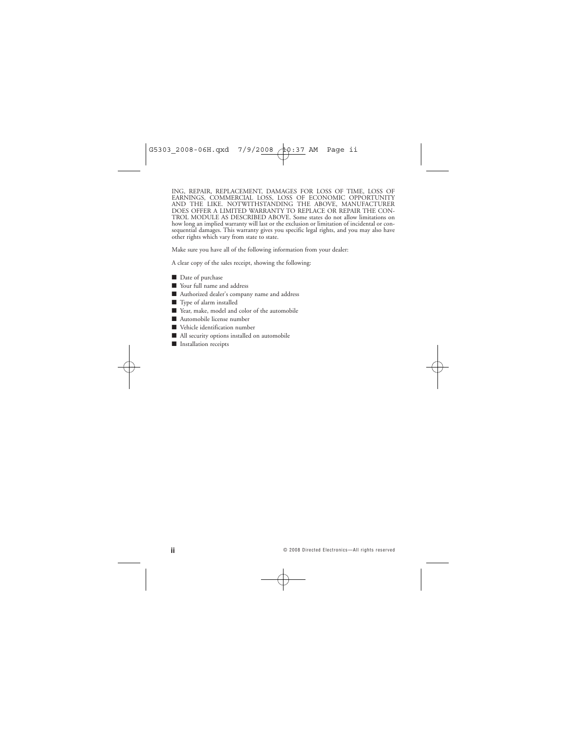ING, REPAIR, REPLACEMENT, DAMAGES FOR LOSS OF TIME, LOSS OF EARNINGS, COMMERCIAL LOSS, LOSS OF ECONOMIC OPPORTUNITY AND THE LIKE. NOTWITHSTANDING THE ABOVE, MANUFACTURER DOES OFFER A LIMITED WARRANTY TO REPLACE OR REPAIR THE CONTROL MODULE AS DESCRIBED ABOVE. Some states do not allow limitations on how long an implied warranty will last or the exclusion or limitation of incidental or consequential damages. This warranty gives you specific legal rights, and you may also have other rights which vary from state to state.

Make sure you have all of the following information from your dealer:

A clear copy of the sales receipt, showing the following:

- Date of purchase
- Your full name and address
- Authorized dealer's company name and address
- Type of alarm installed
- Year, make, model and color of the automobile
- Automobile license number
- Vehicle identification number
- All security options installed on automobile
- Installation receipts

© 2008 Directed Electronics—All rights reserved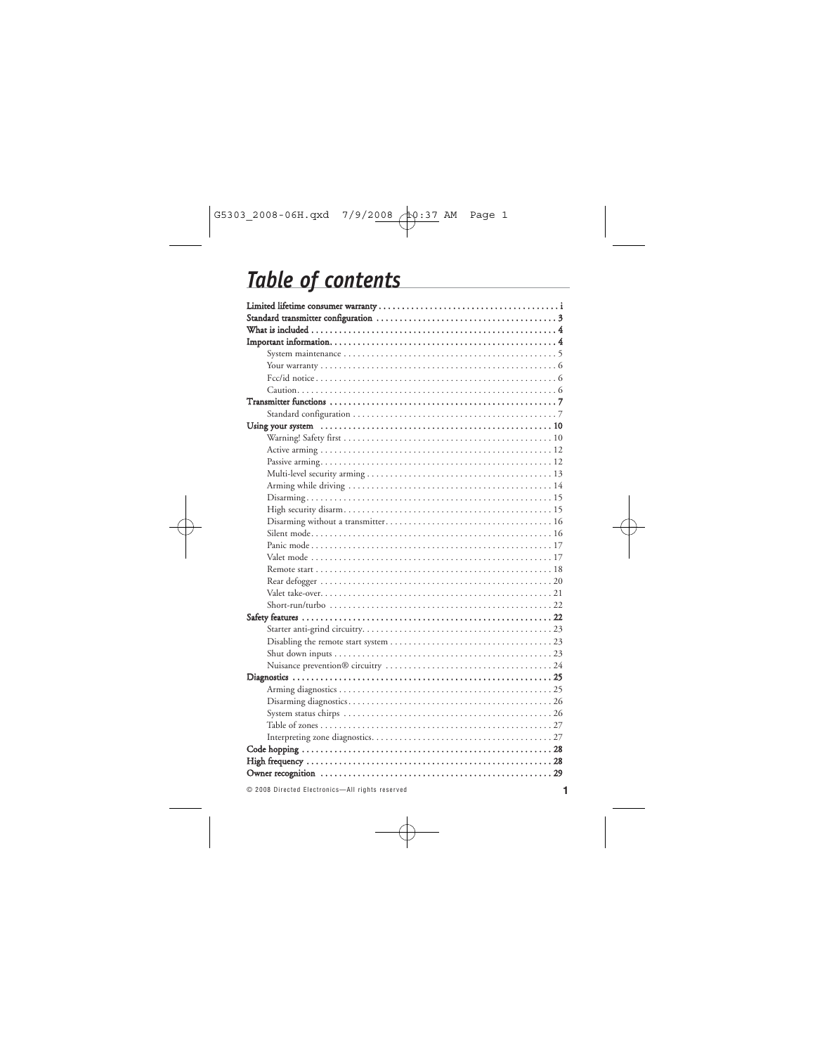# *Table of contents*

**Limited lifetime consumer warranty** . . . . . . . . . . . . . . . . . . . . . . . . . . . . . . . . . . . . . . . **i**

**Standard transmitter configuration** . . . . . . . . . . . . . . . . . . . . . . . . . . . . . . . . . . . . . . **3**

**What is included** . . . . . . . . . . . . . . . . . . . . . . . . . . . . . . . . . . . . . . . . . . . . . . . . . . . . **4**

**Important information** . . . . . . . . . . . . . . . . . . . . . . . . . . . . . . . . . . . . . . . . . . . . . . . . **4**

- System maintenance . . . . . . . . . . . . . . . . . . . . . . . . . . . . . . . . . . . . . . . . . . . . . . 5
- Your warranty . . . . . . . . . . . . . . . . . . . . . . . . . . . . . . . . . . . . . . . . . . . . . . . . . . 6
- Fcc/id notice . . . . . . . . . . . . . . . . . . . . . . . . . . . . . . . . . . . . . . . . . . . . . . . . . . . 6
- Caution . . . . . . . . . . . . . . . . . . . . . . . . . . . . . . . . . . . . . . . . . . . . . . . . . . . . . . . 6

**Transmitter functions** . . . . . . . . . . . . . . . . . . . . . . . . . . . . . . . . . . . . . . . . . . . . . . . . . **7**

- Standard configuration . . . . . . . . . . . . . . . . . . . . . . . . . . . . . . . . . . . . . . . . . . . . 7

**Using your system** . . . . . . . . . . . . . . . . . . . . . . . . . . . . . . . . . . . . . . . . . . . . . . . . . . **10**

- Warning! Safety first . . . . . . . . . . . . . . . . . . . . . . . . . . . . . . . . . . . . . . . . . . . . . 10
- Active arming . . . . . . . . . . . . . . . . . . . . . . . . . . . . . . . . . . . . . . . . . . . . . . . . . . 12
- Passive arming . . . . . . . . . . . . . . . . . . . . . . . . . . . . . . . . . . . . . . . . . . . . . . . . . 12
- Multi-level security arming . . . . . . . . . . . . . . . . . . . . . . . . . . . . . . . . . . . . . . . . 13
- Arming while driving . . . . . . . . . . . . . . . . . . . . . . . . . . . . . . . . . . . . . . . . . . . . 14
- Disarming . . . . . . . . . . . . . . . . . . . . . . . . . . . . . . . . . . . . . . . . . . . . . . . . . . . . . 15
- High security disarm . . . . . . . . . . . . . . . . . . . . . . . . . . . . . . . . . . . . . . . . . . . . . 15
- Disarming without a transmitter . . . . . . . . . . . . . . . . . . . . . . . . . . . . . . . . . . . . 16
- Silent mode . . . . . . . . . . . . . . . . . . . . . . . . . . . . . . . . . . . . . . . . . . . . . . . . . . . . 16
- Panic mode . . . . . . . . . . . . . . . . . . . . . . . . . . . . . . . . . . . . . . . . . . . . . . . . . . . . 17
- Valet mode . . . . . . . . . . . . . . . . . . . . . . . . . . . . . . . . . . . . . . . . . . . . . . . . . . . . 17
- Remote start . . . . . . . . . . . . . . . . . . . . . . . . . . . . . . . . . . . . . . . . . . . . . . . . . . . 18
- Rear defogger . . . . . . . . . . . . . . . . . . . . . . . . . . . . . . . . . . . . . . . . . . . . . . . . . . 20
- Valet take-over . . . . . . . . . . . . . . . . . . . . . . . . . . . . . . . . . . . . . . . . . . . . . . . . . 21
- Short-run/turbo . . . . . . . . . . . . . . . . . . . . . . . . . . . . . . . . . . . . . . . . . . . . . . . . . 22

**Safety features** . . . . . . . . . . . . . . . . . . . . . . . . . . . . . . . . . . . . . . . . . . . . . . . . . . . . . **22**

- Starter anti-grind circuitry . . . . . . . . . . . . . . . . . . . . . . . . . . . . . . . . . . . . . . . . . 23
- Disabling the remote start system . . . . . . . . . . . . . . . . . . . . . . . . . . . . . . . . . . . 23
- Shut down inputs . . . . . . . . . . . . . . . . . . . . . . . . . . . . . . . . . . . . . . . . . . . . . . . 23
- Nuisance prevention® circuitry . . . . . . . . . . . . . . . . . . . . . . . . . . . . . . . . . . . . . 24

**Diagnostics** . . . . . . . . . . . . . . . . . . . . . . . . . . . . . . . . . . . . . . . . . . . . . . . . . . . . . . . **25**

- Arming diagnostics . . . . . . . . . . . . . . . . . . . . . . . . . . . . . . . . . . . . . . . . . . . . . . 25
- Disarming diagnostics . . . . . . . . . . . . . . . . . . . . . . . . . . . . . . . . . . . . . . . . . . . . 26
- System status chirps . . . . . . . . . . . . . . . . . . . . . . . . . . . . . . . . . . . . . . . . . . . . . 26
- Table of zones . . . . . . . . . . . . . . . . . . . . . . . . . . . . . . . . . . . . . . . . . . . . . . . . . . 27
- Interpreting zone diagnostics . . . . . . . . . . . . . . . . . . . . . . . . . . . . . . . . . . . . . . . 27

**Code hopping** . . . . . . . . . . . . . . . . . . . . . . . . . . . . . . . . . . . . . . . . . . . . . . . . . . . . . **28**

**High frequency** . . . . . . . . . . . . . . . . . . . . . . . . . . . . . . . . . . . . . . . . . . . . . . . . . . . . **28**

**Owner recognition** . . . . . . . . . . . . . . . . . . . . . . . . . . . . . . . . . . . . . . . . . . . . . . . . . . **29**

© 2008 Directed Electronics—All rights reserved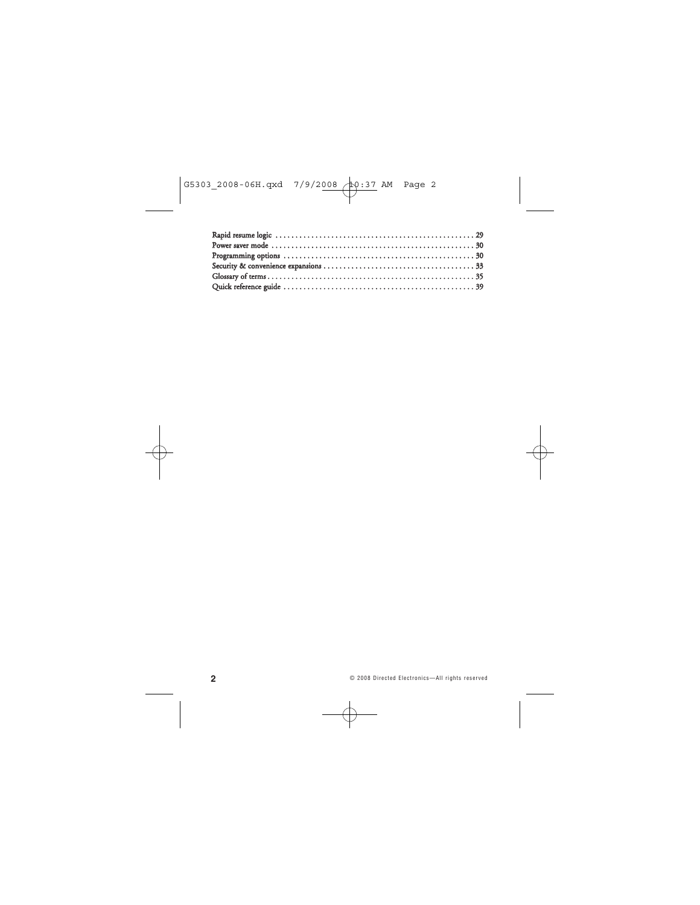Rapid resume logic . . . . . . . . . . . . . . . . . . . . . . . . . . . . . . . . . . . . . . . . . . . . . . . . . 29
Power saver mode . . . . . . . . . . . . . . . . . . . . . . . . . . . . . . . . . . . . . . . . . . . . . . . . . 30
Programming options . . . . . . . . . . . . . . . . . . . . . . . . . . . . . . . . . . . . . . . . . . . . . . . 30
Security & convenience expansions . . . . . . . . . . . . . . . . . . . . . . . . . . . . . . . . . . . . 33
Glossary of terms . . . . . . . . . . . . . . . . . . . . . . . . . . . . . . . . . . . . . . . . . . . . . . . . . . . 35
Quick reference guide . . . . . . . . . . . . . . . . . . . . . . . . . . . . . . . . . . . . . . . . . . . . . . . 39

© 2008 Directed Electronics—All rights reserved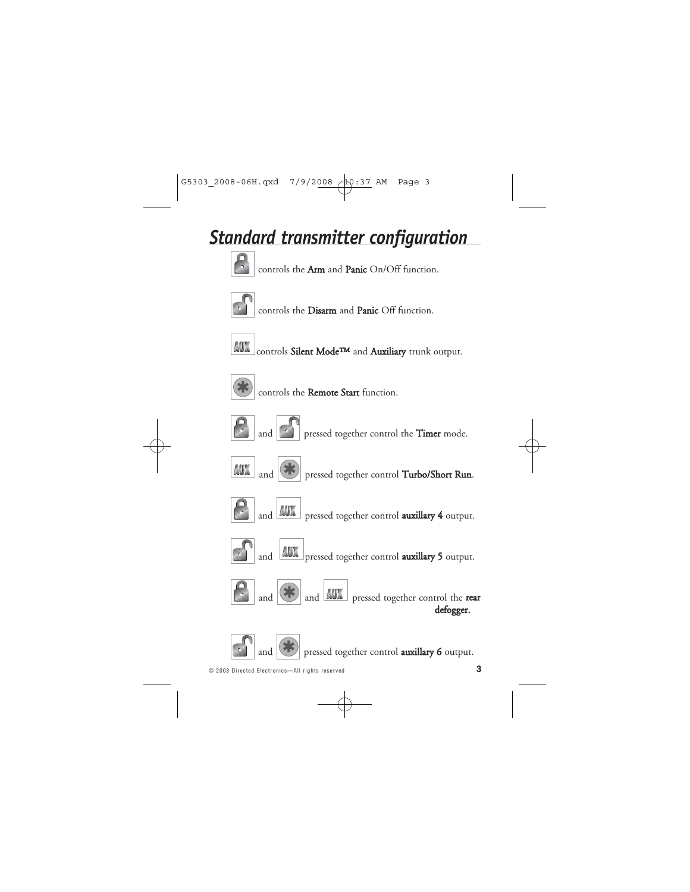# Standard transmitter configuration

[Lock] controls the **Arm** and **Panic** On/Off function.

[Unlock] controls the **Disarm** and **Panic** Off function.

[AUX] controls **Silent Mode™** and **Auxiliary** trunk output.

[*] controls the **Remote Start** function.

[Lock] and [Unlock] pressed together control the **Timer** mode.

[AUX] and [*] pressed together control **Turbo/Short Run**.

[Lock] and [AUX] pressed together control **auxillary 4** output.

[Unlock] and [AUX] pressed together control **auxillary 5** output.

[Lock] and [*] and [AUX] pressed together control the **rear defogger.**

[Unlock] and [*] pressed together control **auxillary 6** output.

© 2008 Directed Electronics—All rights reserved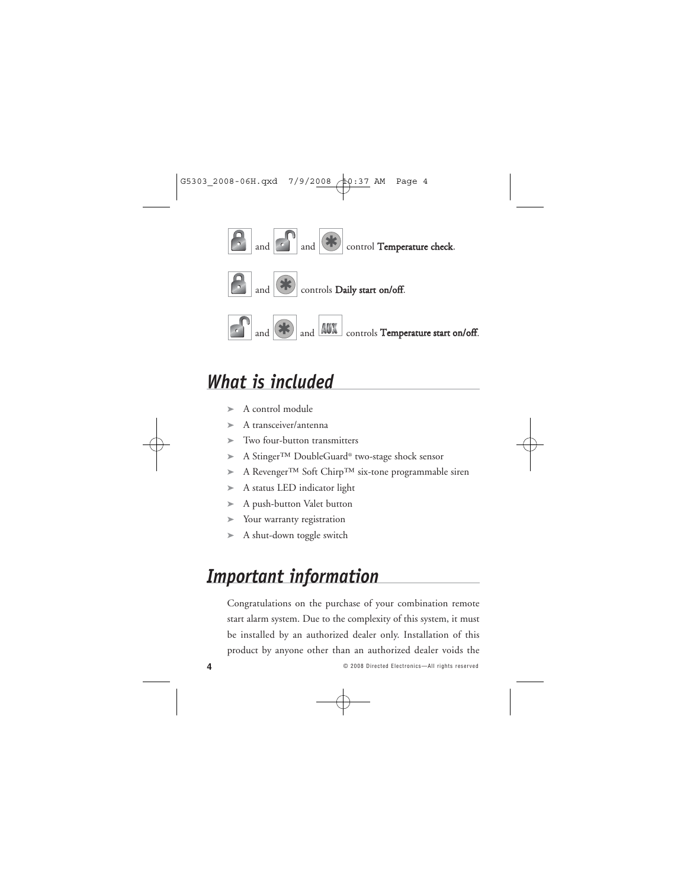[lock] and [unlock] and [*] control **Temperature check**.

[lock] and [*] controls **Daily start on/off**.

[unlock] and [*] and [AUX] controls **Temperature start on/off**.

## *What is included*

- A control module
- A transceiver/antenna
- Two four-button transmitters
- A Stinger™ DoubleGuard® two-stage shock sensor
- A Revenger™ Soft Chirp™ six-tone programmable siren
- A status LED indicator light
- A push-button Valet button
- Your warranty registration
- A shut-down toggle switch

## *Important information*

Congratulations on the purchase of your combination remote start alarm system. Due to the complexity of this system, it must be installed by an authorized dealer only. Installation of this product by anyone other than an authorized dealer voids the

© 2008 Directed Electronics—All rights reserved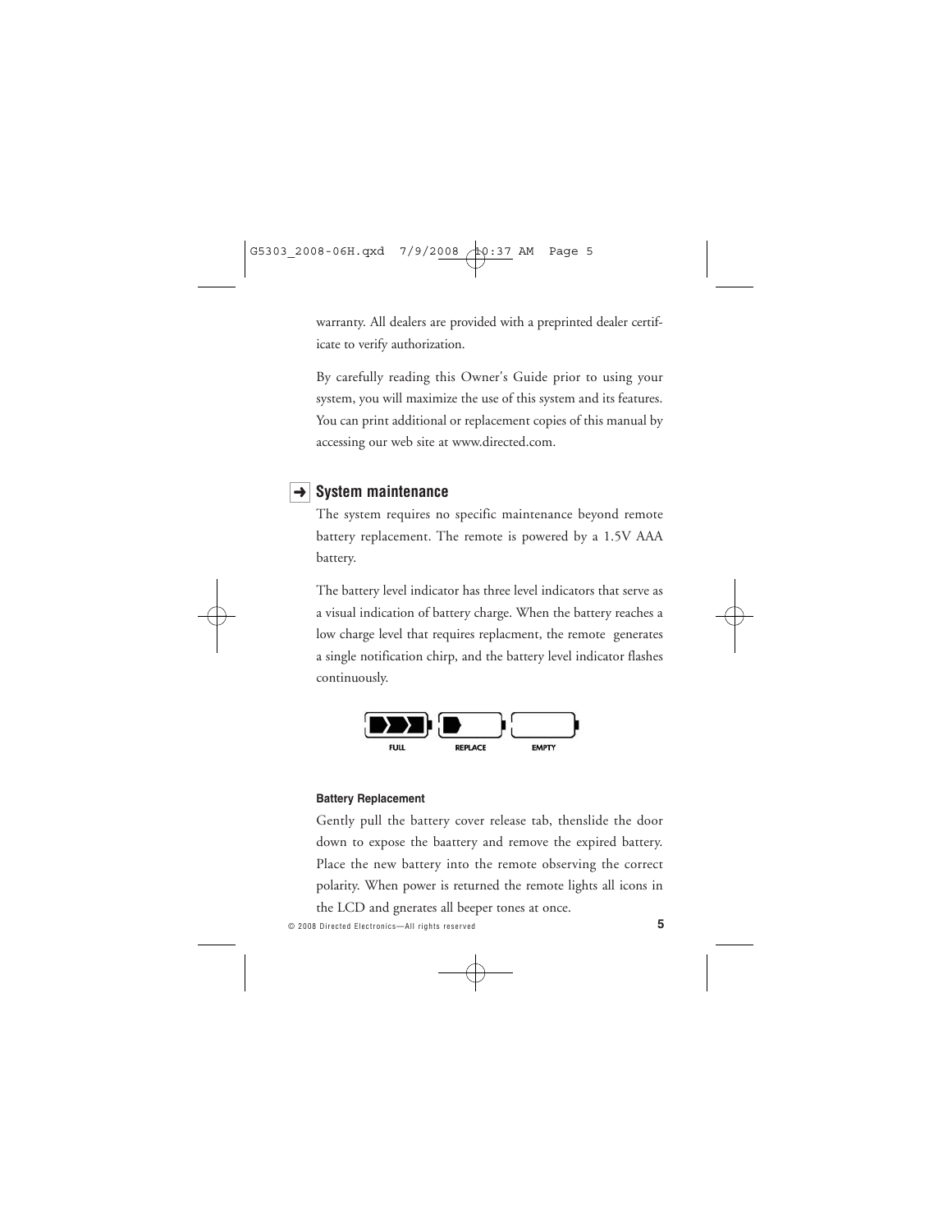warranty. All dealers are provided with a preprinted dealer certificate to verify authorization.

By carefully reading this Owner's Guide prior to using your system, you will maximize the use of this system and its features. You can print additional or replacement copies of this manual by accessing our web site at www.directed.com.

## ➜ System maintenance

The system requires no specific maintenance beyond remote battery replacement. The remote is powered by a 1.5V AAA battery.

The battery level indicator has three level indicators that serve as a visual indication of battery charge. When the battery reaches a low charge level that requires replacment, the remote generates a single notification chirp, and the battery level indicator flashes continuously.

FULL REPLACE EMPTY

#### Battery Replacement

Gently pull the battery cover release tab, thenslide the door down to expose the baattery and remove the expired battery. Place the new battery into the remote observing the correct polarity. When power is returned the remote lights all icons in the LCD and gnerates all beeper tones at once.

© 2008 Directed Electronics—All rights reserved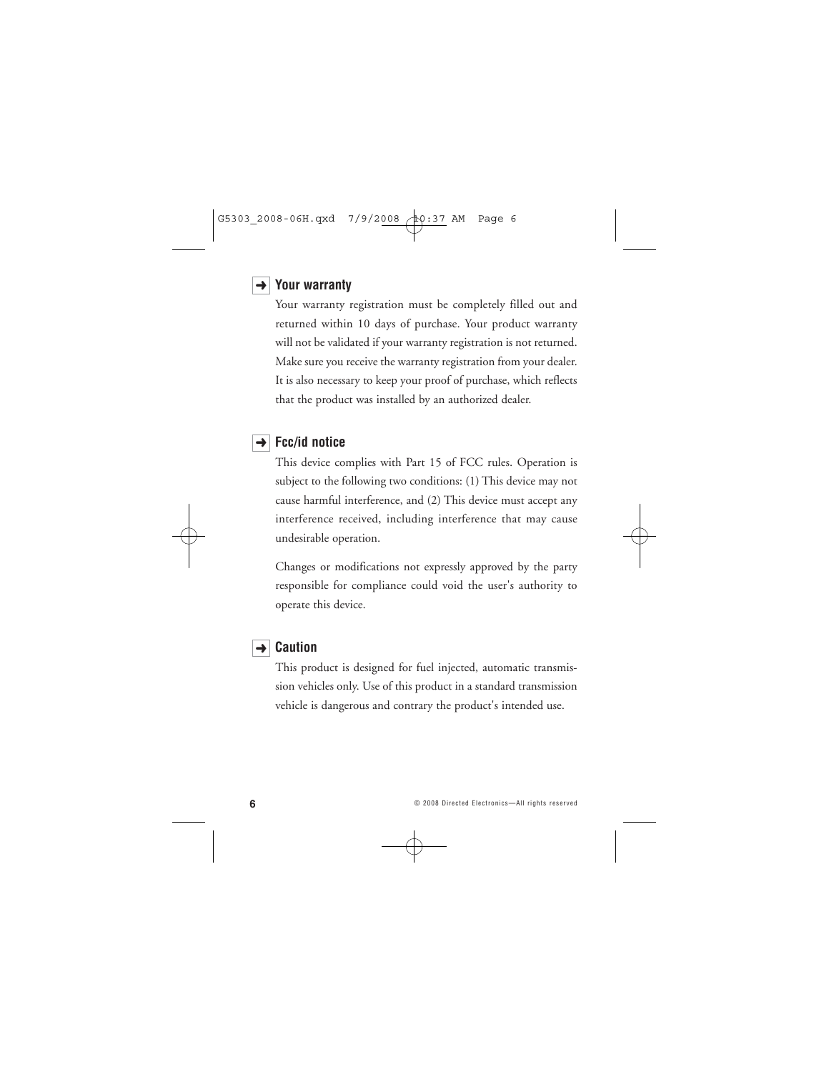## ➜ Your warranty

Your warranty registration must be completely filled out and returned within 10 days of purchase. Your product warranty will not be validated if your warranty registration is not returned. Make sure you receive the warranty registration from your dealer. It is also necessary to keep your proof of purchase, which reflects that the product was installed by an authorized dealer.

## ➜ Fcc/id notice

This device complies with Part 15 of FCC rules. Operation is subject to the following two conditions: (1) This device may not cause harmful interference, and (2) This device must accept any interference received, including interference that may cause undesirable operation.

Changes or modifications not expressly approved by the party responsible for compliance could void the user's authority to operate this device.

## ➜ Caution

This product is designed for fuel injected, automatic transmission vehicles only. Use of this product in a standard transmission vehicle is dangerous and contrary the product's intended use.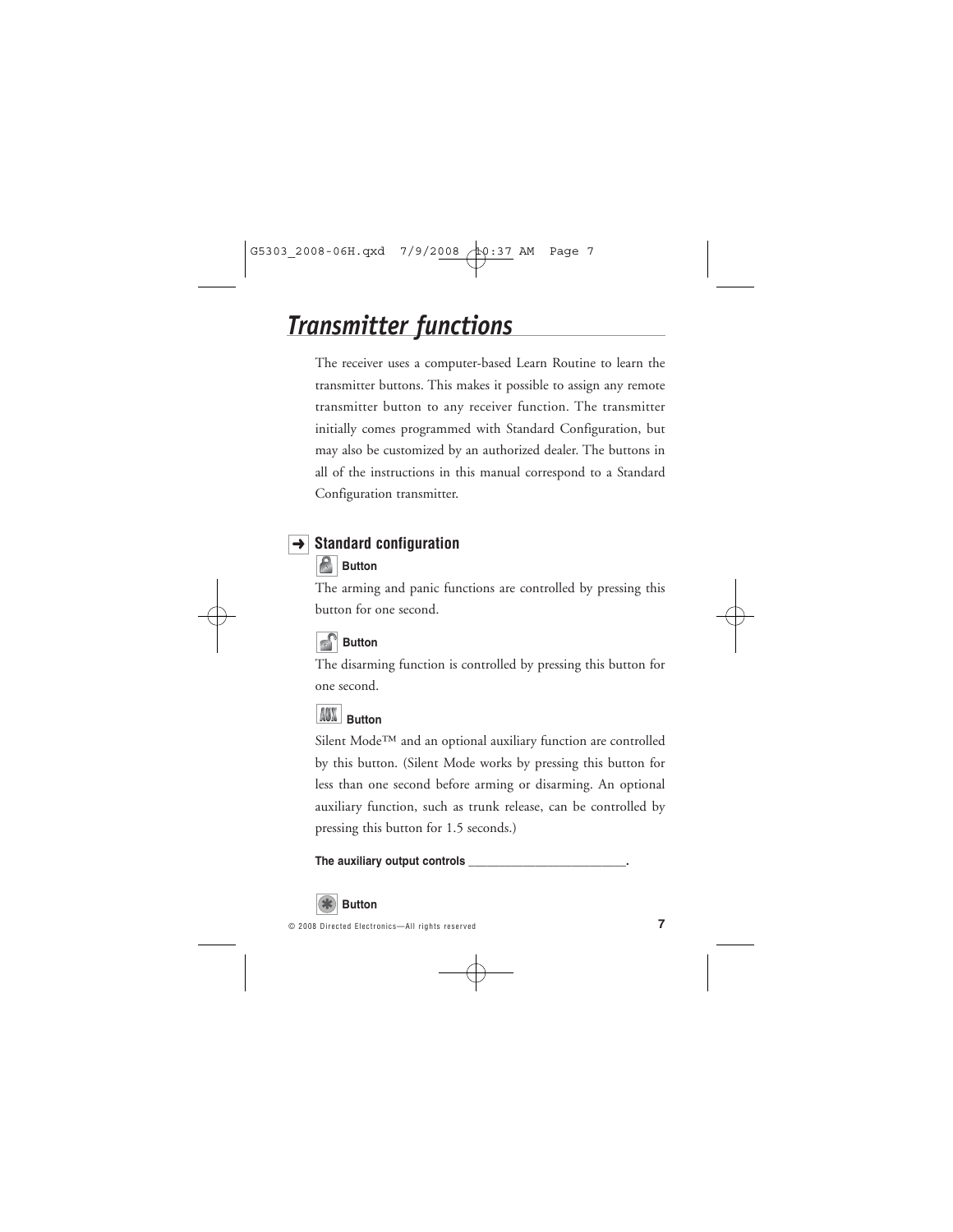# Transmitter functions

The receiver uses a computer-based Learn Routine to learn the transmitter buttons. This makes it possible to assign any remote transmitter button to any receiver function. The transmitter initially comes programmed with Standard Configuration, but may also be customized by an authorized dealer. The buttons in all of the instructions in this manual correspond to a Standard Configuration transmitter.

## Standard configuration

### Button

The arming and panic functions are controlled by pressing this button for one second.

### Button

The disarming function is controlled by pressing this button for one second.

### AUX Button

Silent Mode™ and an optional auxiliary function are controlled by this button. (Silent Mode works by pressing this button for less than one second before arming or disarming. An optional auxiliary function, such as trunk release, can be controlled by pressing this button for 1.5 seconds.)

**The auxiliary output controls ________________________.**

### Button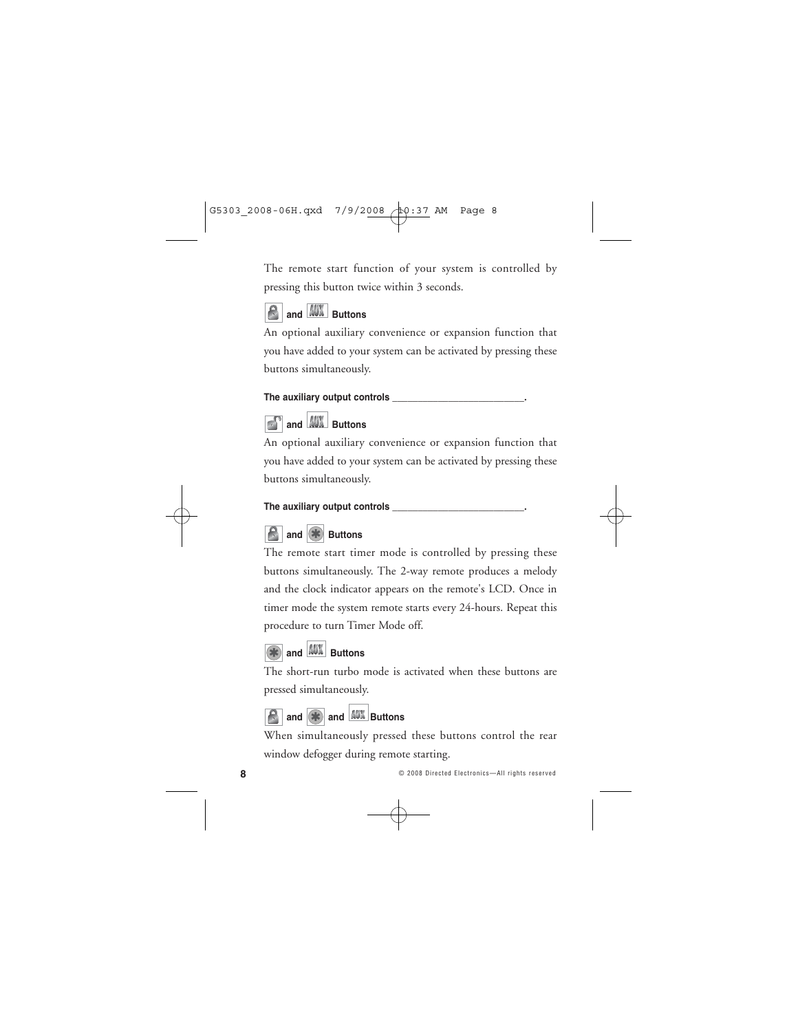The remote start function of your system is controlled by pressing this button twice within 3 seconds.

**and AUX Buttons**

An optional auxiliary convenience or expansion function that you have added to your system can be activated by pressing these buttons simultaneously.

**The auxiliary output controls \_\_\_\_\_\_\_\_\_\_\_\_\_\_\_\_\_\_\_\_\_\_\_\_.**

**and AUX Buttons**

An optional auxiliary convenience or expansion function that you have added to your system can be activated by pressing these buttons simultaneously.

**The auxiliary output controls \_\_\_\_\_\_\_\_\_\_\_\_\_\_\_\_\_\_\_\_\_\_\_\_.**

**and Buttons**

The remote start timer mode is controlled by pressing these buttons simultaneously. The 2-way remote produces a melody and the clock indicator appears on the remote's LCD. Once in timer mode the system remote starts every 24-hours. Repeat this procedure to turn Timer Mode off.

**and AUX Buttons**

The short-run turbo mode is activated when these buttons are pressed simultaneously.

**and and AUX Buttons**

When simultaneously pressed these buttons control the rear window defogger during remote starting.

© 2008 Directed Electronics—All rights reserved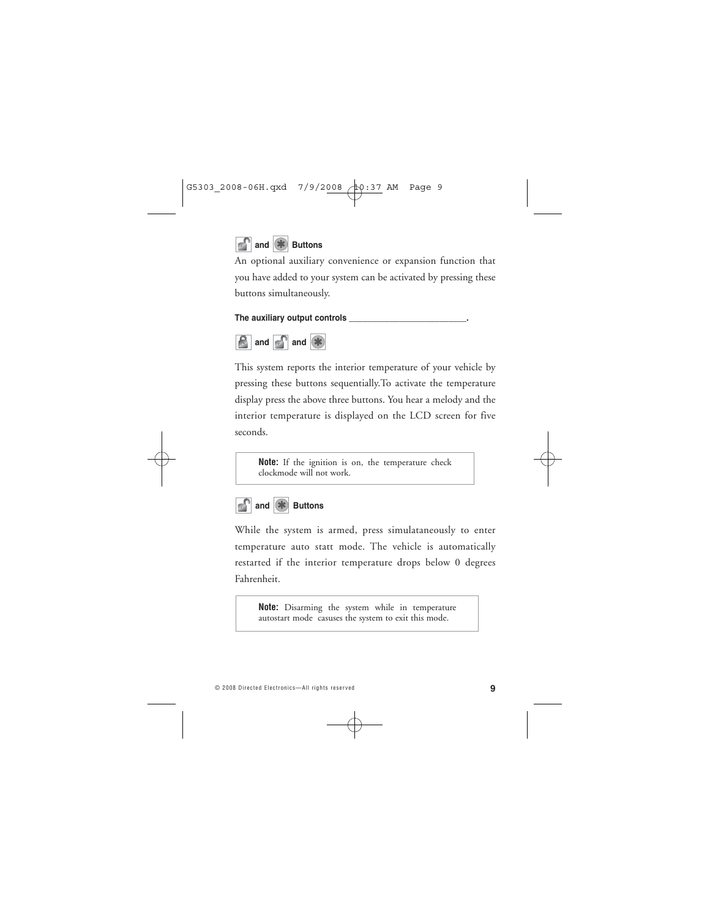### and Buttons

An optional auxiliary convenience or expansion function that you have added to your system can be activated by pressing these buttons simultaneously.

**The auxiliary output controls ________________________.**

### and and

This system reports the interior temperature of your vehicle by pressing these buttons sequentially.To activate the temperature display press the above three buttons. You hear a melody and the interior temperature is displayed on the LCD screen for five seconds.

> **Note:** If the ignition is on, the temperature check clockmode will not work.

### and Buttons

While the system is armed, press simulataneously to enter temperature auto statt mode. The vehicle is automatically restarted if the interior temperature drops below 0 degrees Fahrenheit.

> **Note:** Disarming the system while in temperature autostart mode casuses the system to exit this mode.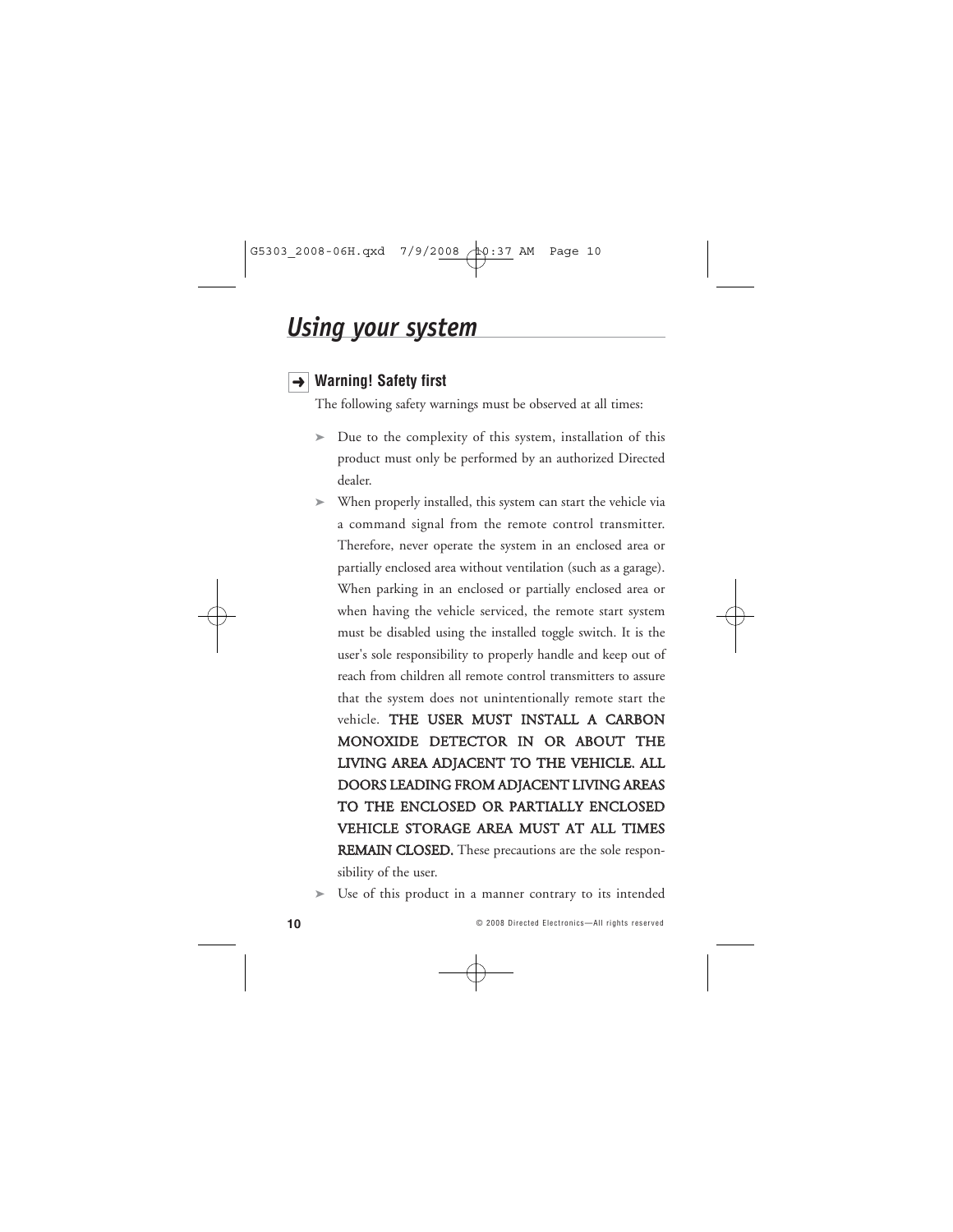# *Using your system*

### Warning! Safety first

The following safety warnings must be observed at all times:

- Due to the complexity of this system, installation of this product must only be performed by an authorized Directed dealer.
- When properly installed, this system can start the vehicle via a command signal from the remote control transmitter. Therefore, never operate the system in an enclosed area or partially enclosed area without ventilation (such as a garage). When parking in an enclosed or partially enclosed area or when having the vehicle serviced, the remote start system must be disabled using the installed toggle switch. It is the user's sole responsibility to properly handle and keep out of reach from children all remote control transmitters to assure that the system does not unintentionally remote start the vehicle. **THE USER MUST INSTALL A CARBON MONOXIDE DETECTOR IN OR ABOUT THE LIVING AREA ADJACENT TO THE VEHICLE. ALL DOORS LEADING FROM ADJACENT LIVING AREAS TO THE ENCLOSED OR PARTIALLY ENCLOSED VEHICLE STORAGE AREA MUST AT ALL TIMES REMAIN CLOSED.** These precautions are the sole responsibility of the user.
- Use of this product in a manner contrary to its intended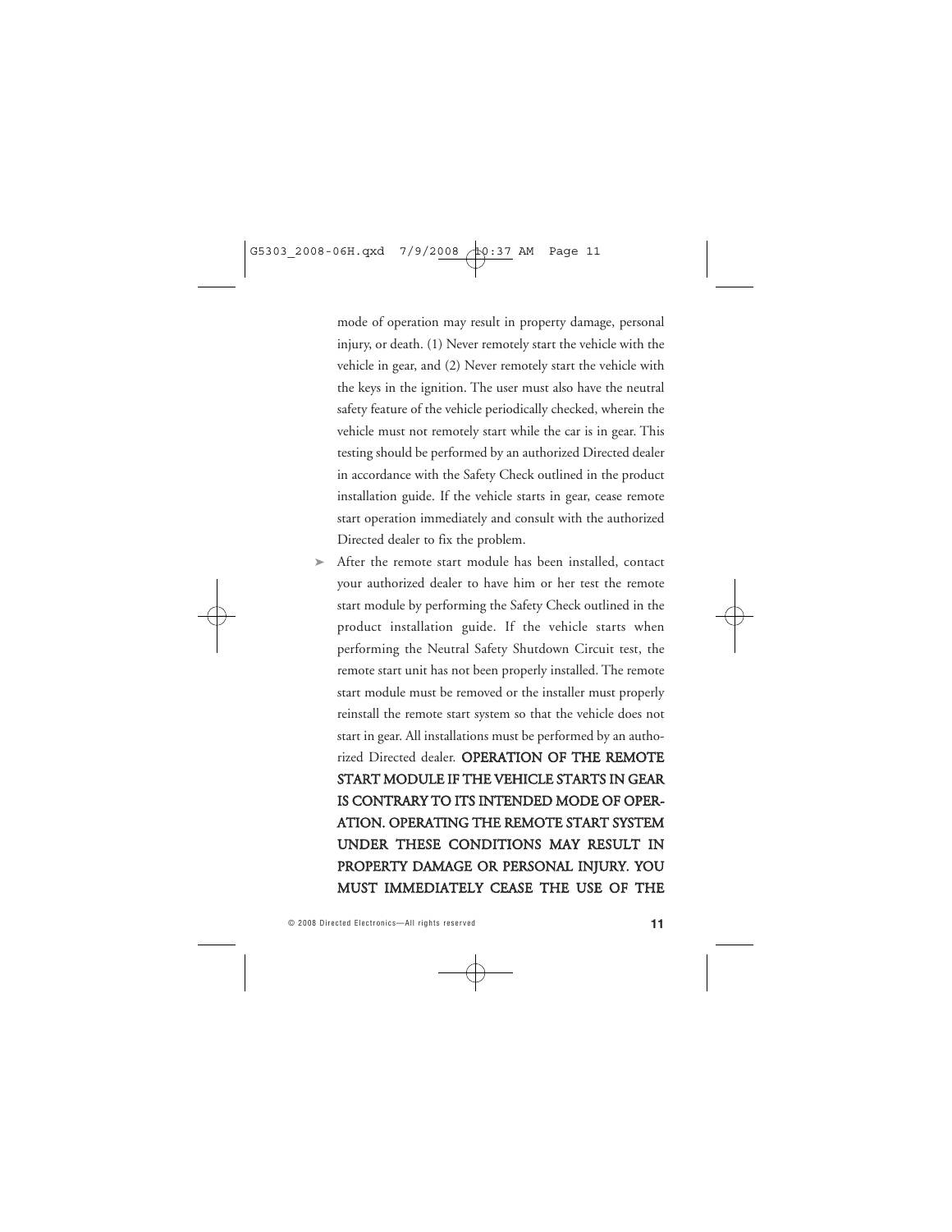mode of operation may result in property damage, personal injury, or death. (1) Never remotely start the vehicle with the vehicle in gear, and (2) Never remotely start the vehicle with the keys in the ignition. The user must also have the neutral safety feature of the vehicle periodically checked, wherein the vehicle must not remotely start while the car is in gear. This testing should be performed by an authorized Directed dealer in accordance with the Safety Check outlined in the product installation guide. If the vehicle starts in gear, cease remote start operation immediately and consult with the authorized Directed dealer to fix the problem.

- After the remote start module has been installed, contact your authorized dealer to have him or her test the remote start module by performing the Safety Check outlined in the product installation guide. If the vehicle starts when performing the Neutral Safety Shutdown Circuit test, the remote start unit has not been properly installed. The remote start module must be removed or the installer must properly reinstall the remote start system so that the vehicle does not start in gear. All installations must be performed by an authorized Directed dealer. **OPERATION OF THE REMOTE START MODULE IF THE VEHICLE STARTS IN GEAR IS CONTRARY TO ITS INTENDED MODE OF OPERATION. OPERATING THE REMOTE START SYSTEM UNDER THESE CONDITIONS MAY RESULT IN PROPERTY DAMAGE OR PERSONAL INJURY. YOU MUST IMMEDIATELY CEASE THE USE OF THE**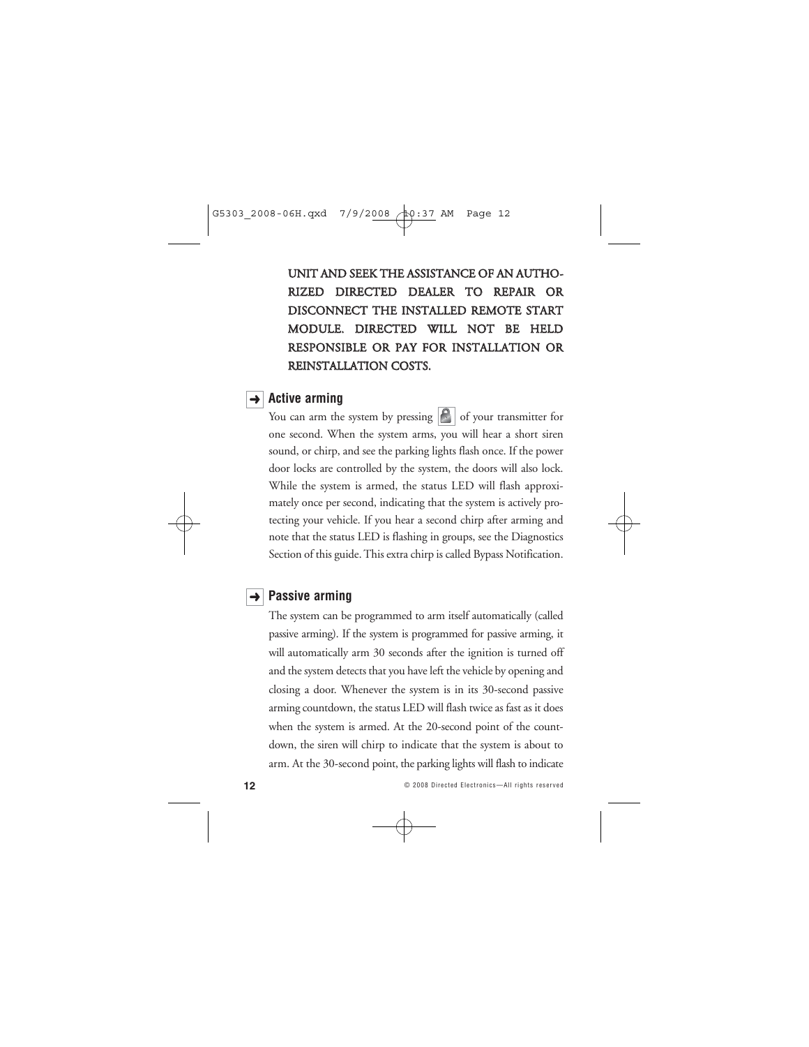UNIT AND SEEK THE ASSISTANCE OF AN AUTHORIZED DIRECTED DEALER TO REPAIR OR DISCONNECT THE INSTALLED REMOTE START MODULE. DIRECTED WILL NOT BE HELD RESPONSIBLE OR PAY FOR INSTALLATION OR REINSTALLATION COSTS.

## ➜ Active arming

You can arm the system by pressing 🔒 of your transmitter for one second. When the system arms, you will hear a short siren sound, or chirp, and see the parking lights flash once. If the power door locks are controlled by the system, the doors will also lock. While the system is armed, the status LED will flash approximately once per second, indicating that the system is actively protecting your vehicle. If you hear a second chirp after arming and note that the status LED is flashing in groups, see the Diagnostics Section of this guide. This extra chirp is called Bypass Notification.

## ➜ Passive arming

The system can be programmed to arm itself automatically (called passive arming). If the system is programmed for passive arming, it will automatically arm 30 seconds after the ignition is turned off and the system detects that you have left the vehicle by opening and closing a door. Whenever the system is in its 30-second passive arming countdown, the status LED will flash twice as fast as it does when the system is armed. At the 20-second point of the countdown, the siren will chirp to indicate that the system is about to arm. At the 30-second point, the parking lights will flash to indicate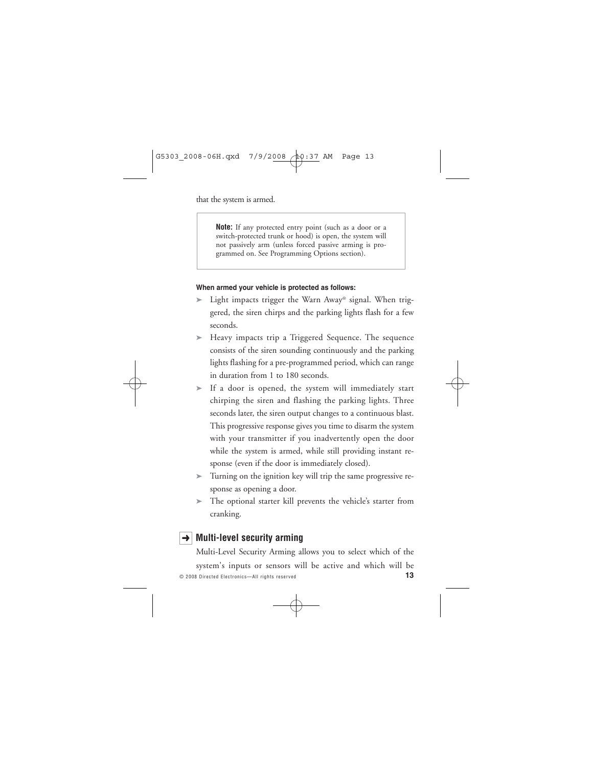that the system is armed.

> **Note:** If any protected entry point (such as a door or a switch-protected trunk or hood) is open, the system will not passively arm (unless forced passive arming is programmed on. See Programming Options section).

**When armed your vehicle is protected as follows:**

- Light impacts trigger the Warn Away® signal. When triggered, the siren chirps and the parking lights flash for a few seconds.
- Heavy impacts trip a Triggered Sequence. The sequence consists of the siren sounding continuously and the parking lights flashing for a pre-programmed period, which can range in duration from 1 to 180 seconds.
- If a door is opened, the system will immediately start chirping the siren and flashing the parking lights. Three seconds later, the siren output changes to a continuous blast. This progressive response gives you time to disarm the system with your transmitter if you inadvertently open the door while the system is armed, while still providing instant response (even if the door is immediately closed).
- Turning on the ignition key will trip the same progressive response as opening a door.
- The optional starter kill prevents the vehicle's starter from cranking.

## ➜ Multi-level security arming

Multi-Level Security Arming allows you to select which of the system's inputs or sensors will be active and which will be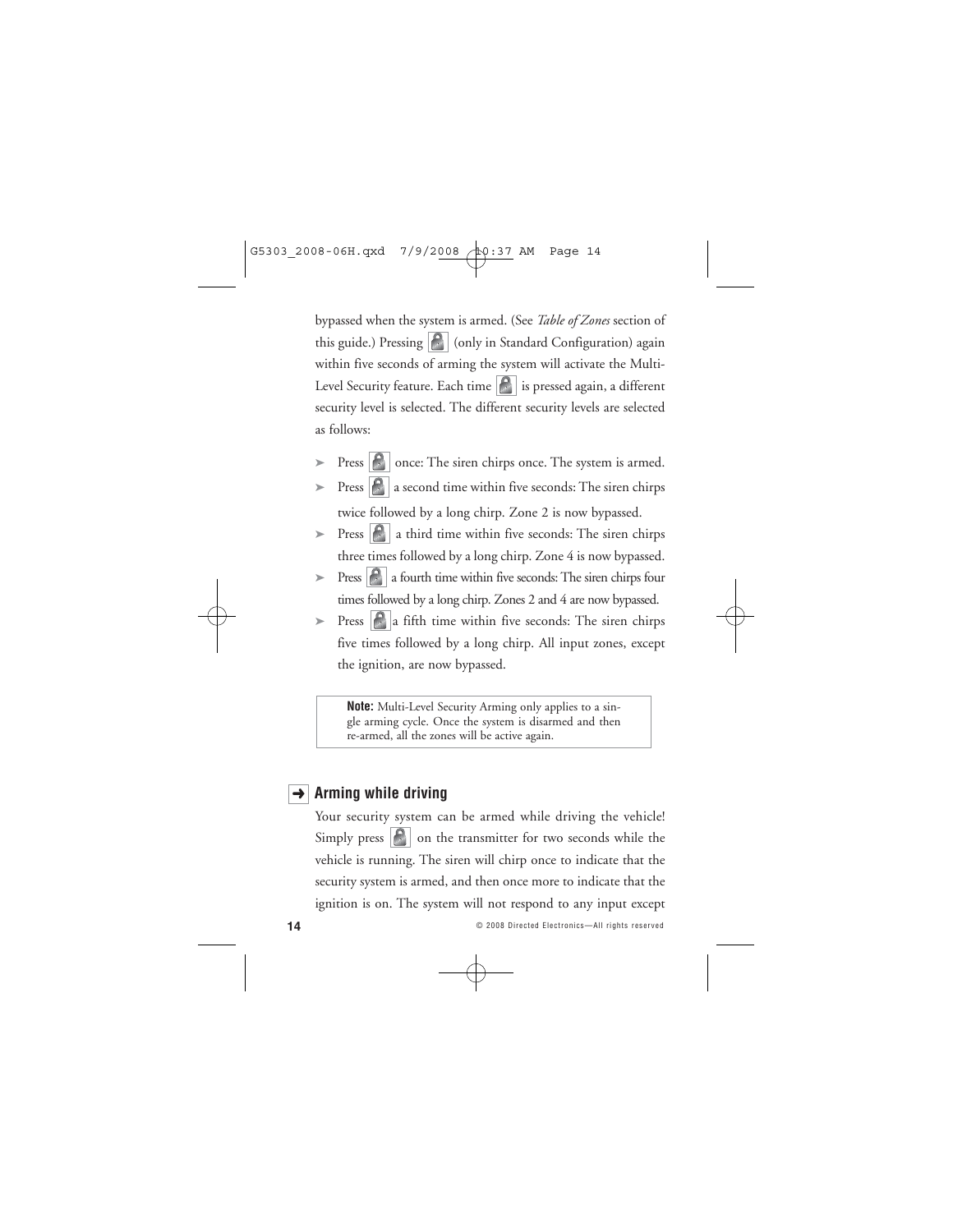bypassed when the system is armed. (See *Table of Zones* section of this guide.) Pressing 🔒 (only in Standard Configuration) again within five seconds of arming the system will activate the Multi-Level Security feature. Each time 🔒 is pressed again, a different security level is selected. The different security levels are selected as follows:

- Press 🔒 once: The siren chirps once. The system is armed.
- Press 🔒 a second time within five seconds: The siren chirps twice followed by a long chirp. Zone 2 is now bypassed.
- Press 🔒 a third time within five seconds: The siren chirps three times followed by a long chirp. Zone 4 is now bypassed.
- Press 🔒 a fourth time within five seconds: The siren chirps four times followed by a long chirp. Zones 2 and 4 are now bypassed.
- Press 🔒 a fifth time within five seconds: The siren chirps five times followed by a long chirp. All input zones, except the ignition, are now bypassed.

> **Note:** Multi-Level Security Arming only applies to a single arming cycle. Once the system is disarmed and then re-armed, all the zones will be active again.

## ➜ Arming while driving

Your security system can be armed while driving the vehicle! Simply press 🔒 on the transmitter for two seconds while the vehicle is running. The siren will chirp once to indicate that the security system is armed, and then once more to indicate that the ignition is on. The system will not respond to any input except

© 2008 Directed Electronics—All rights reserved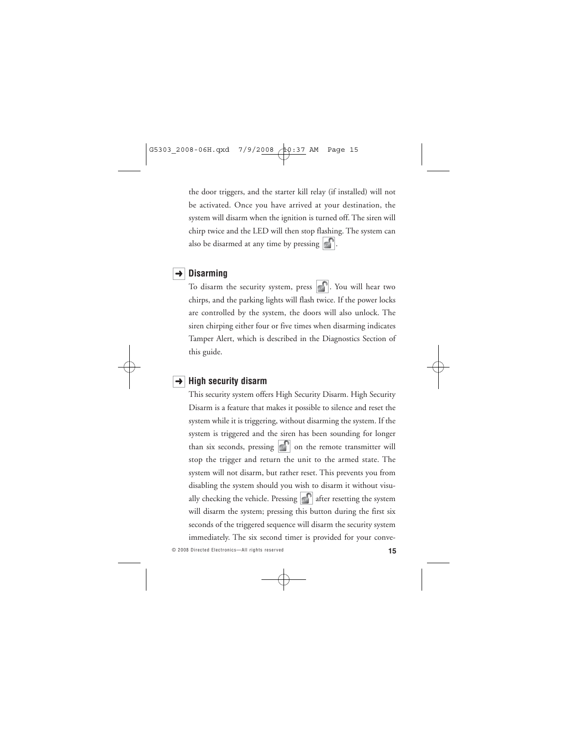the door triggers, and the starter kill relay (if installed) will not be activated. Once you have arrived at your destination, the system will disarm when the ignition is turned off. The siren will chirp twice and the LED will then stop flashing. The system can also be disarmed at any time by pressing .

## Disarming

To disarm the security system, press . You will hear two chirps, and the parking lights will flash twice. If the power locks are controlled by the system, the doors will also unlock. The siren chirping either four or five times when disarming indicates Tamper Alert, which is described in the Diagnostics Section of this guide.

## High security disarm

This security system offers High Security Disarm. High Security Disarm is a feature that makes it possible to silence and reset the system while it is triggering, without disarming the system. If the system is triggered and the siren has been sounding for longer than six seconds, pressing  on the remote transmitter will stop the trigger and return the unit to the armed state. The system will not disarm, but rather reset. This prevents you from disabling the system should you wish to disarm it without visually checking the vehicle. Pressing  after resetting the system will disarm the system; pressing this button during the first six seconds of the triggered sequence will disarm the security system immediately. The six second timer is provided for your conve-

© 2008 Directed Electronics—All rights reserved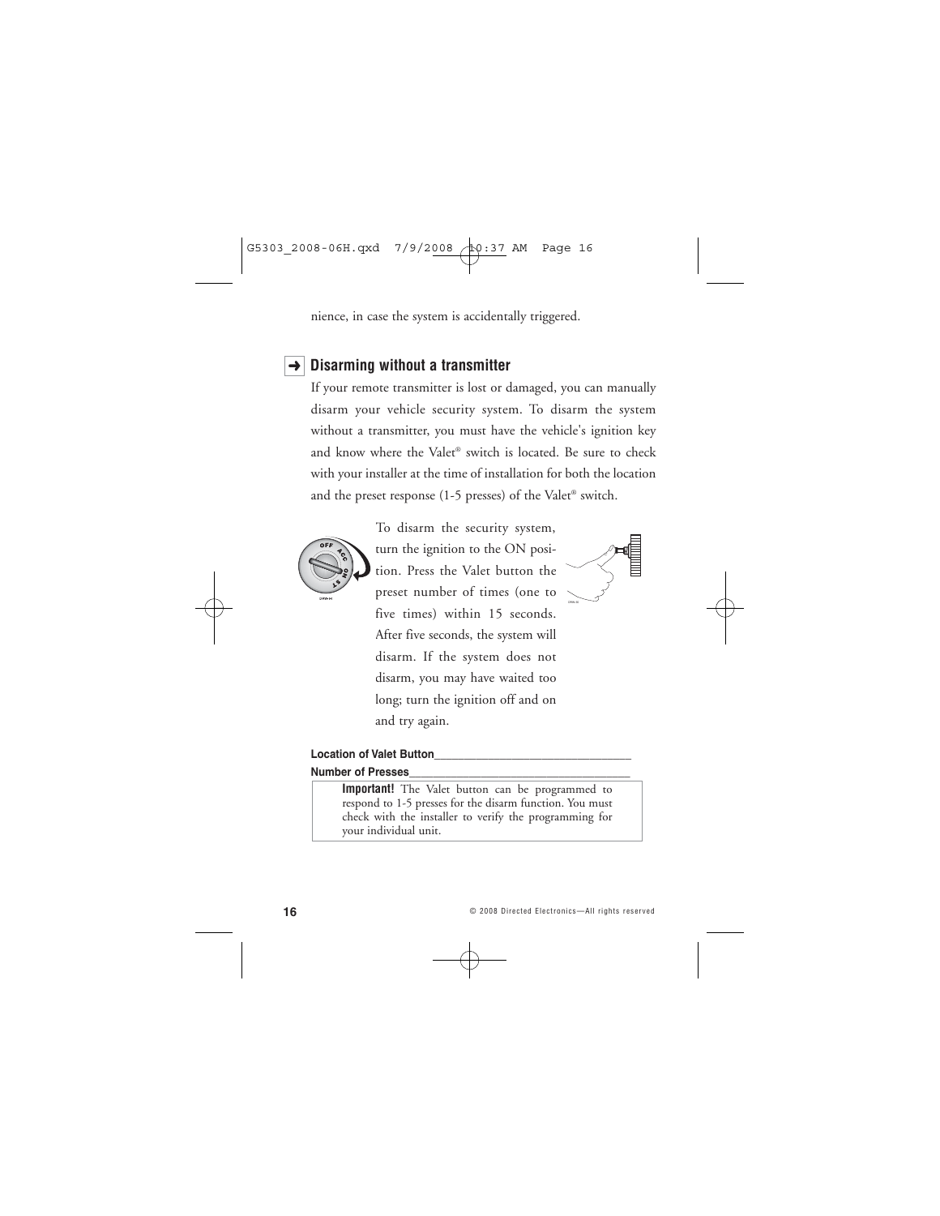nience, in case the system is accidentally triggered.

## ➜ Disarming without a transmitter

If your remote transmitter is lost or damaged, you can manually disarm your vehicle security system. To disarm the system without a transmitter, you must have the vehicle's ignition key and know where the Valet® switch is located. Be sure to check with your installer at the time of installation for both the location and the preset response (1-5 presses) of the Valet® switch.

To disarm the security system, turn the ignition to the ON position. Press the Valet button the preset number of times (one to five times) within 15 seconds. After five seconds, the system will disarm. If the system does not disarm, you may have waited too long; turn the ignition off and on and try again.

**Location of Valet Button**\_\_\_\_\_\_\_\_\_\_\_\_\_\_\_\_\_\_\_\_\_\_\_\_\_\_\_\_\_\_\_\_

**Number of Presses**\_\_\_\_\_\_\_\_\_\_\_\_\_\_\_\_\_\_\_\_\_\_\_\_\_\_\_\_\_\_\_\_\_\_\_\_

> **Important!** The Valet button can be programmed to respond to 1-5 presses for the disarm function. You must check with the installer to verify the programming for your individual unit.

© 2008 Directed Electronics—All rights reserved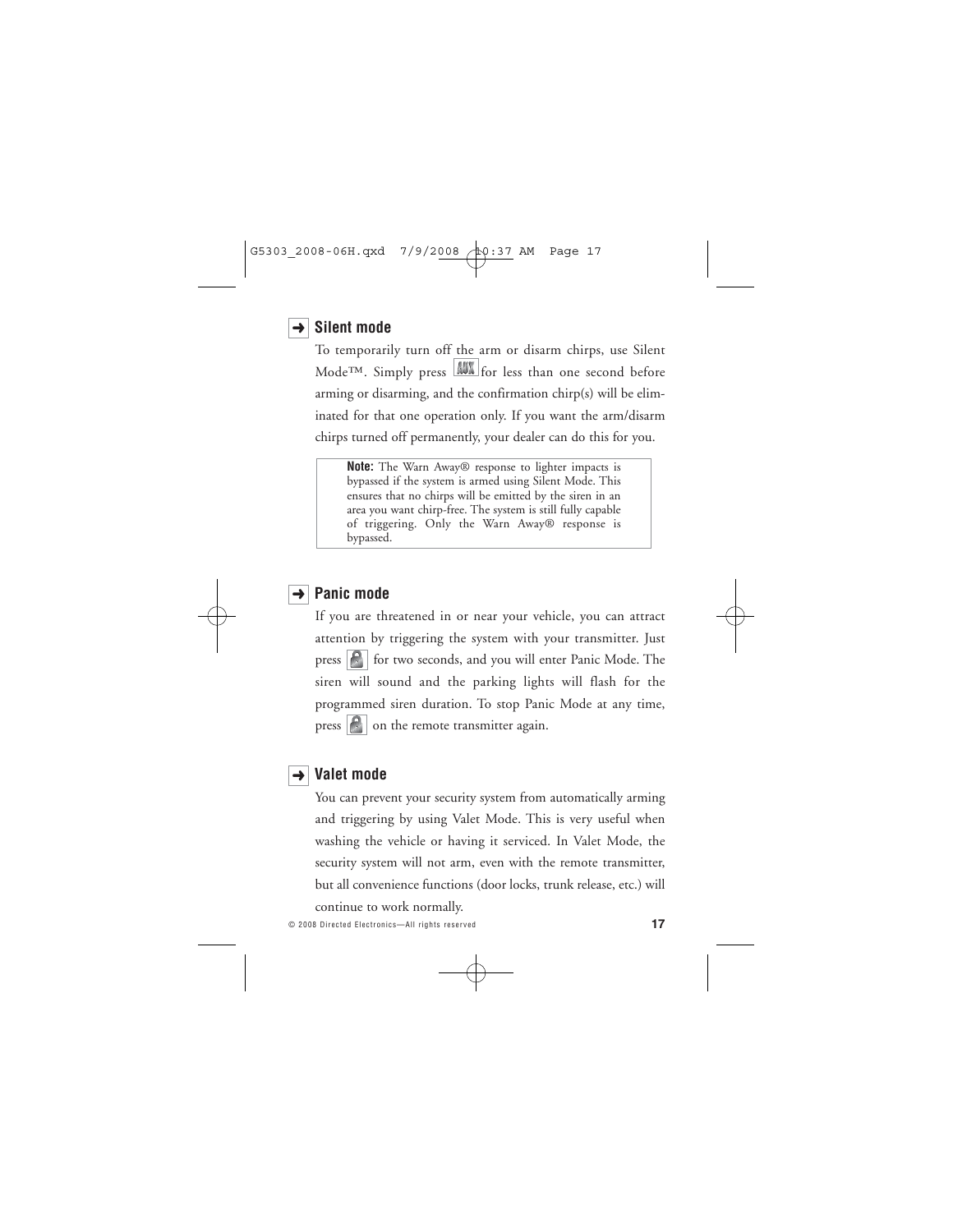## Silent mode

To temporarily turn off the arm or disarm chirps, use Silent Mode™. Simply press AUX for less than one second before arming or disarming, and the confirmation chirp(s) will be eliminated for that one operation only. If you want the arm/disarm chirps turned off permanently, your dealer can do this for you.

> **Note:** The Warn Away® response to lighter impacts is bypassed if the system is armed using Silent Mode. This ensures that no chirps will be emitted by the siren in an area you want chirp-free. The system is still fully capable of triggering. Only the Warn Away® response is bypassed.

## Panic mode

If you are threatened in or near your vehicle, you can attract attention by triggering the system with your transmitter. Just press for two seconds, and you will enter Panic Mode. The siren will sound and the parking lights will flash for the programmed siren duration. To stop Panic Mode at any time, press on the remote transmitter again.

## Valet mode

You can prevent your security system from automatically arming and triggering by using Valet Mode. This is very useful when washing the vehicle or having it serviced. In Valet Mode, the security system will not arm, even with the remote transmitter, but all convenience functions (door locks, trunk release, etc.) will continue to work normally.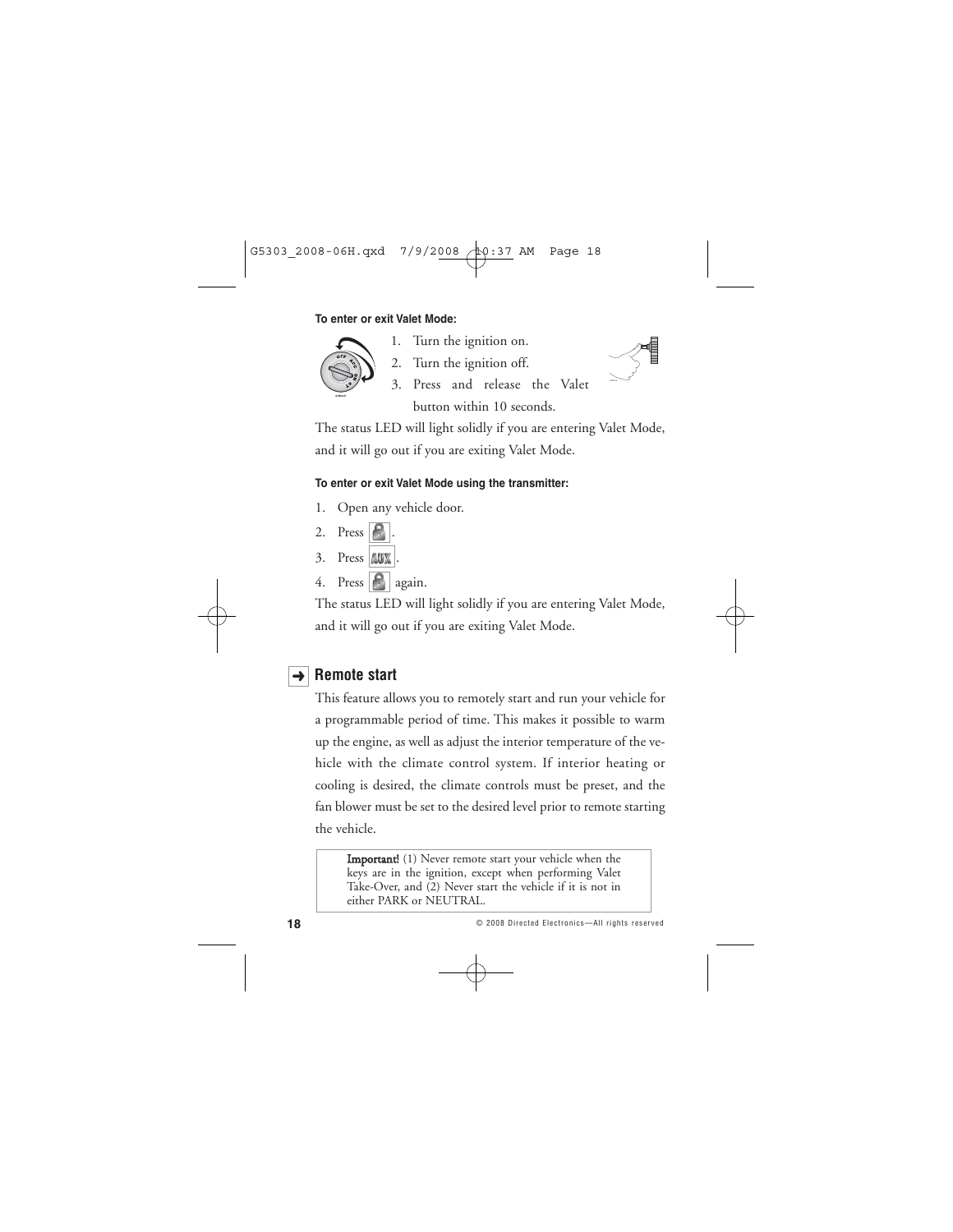**To enter or exit Valet Mode:**

1. Turn the ignition on.
2. Turn the ignition off.
3. Press and release the Valet button within 10 seconds.

The status LED will light solidly if you are entering Valet Mode, and it will go out if you are exiting Valet Mode.

**To enter or exit Valet Mode using the transmitter:**

1. Open any vehicle door.
2. Press [lock].
3. Press [AUX].
4. Press [lock] again.

The status LED will light solidly if you are entering Valet Mode, and it will go out if you are exiting Valet Mode.

## ➜ Remote start

This feature allows you to remotely start and run your vehicle for a programmable period of time. This makes it possible to warm up the engine, as well as adjust the interior temperature of the vehicle with the climate control system. If interior heating or cooling is desired, the climate controls must be preset, and the fan blower must be set to the desired level prior to remote starting the vehicle.

> **Important!** (1) Never remote start your vehicle when the keys are in the ignition, except when performing Valet Take-Over, and (2) Never start the vehicle if it is not in either PARK or NEUTRAL.

© 2008 Directed Electronics—All rights reserved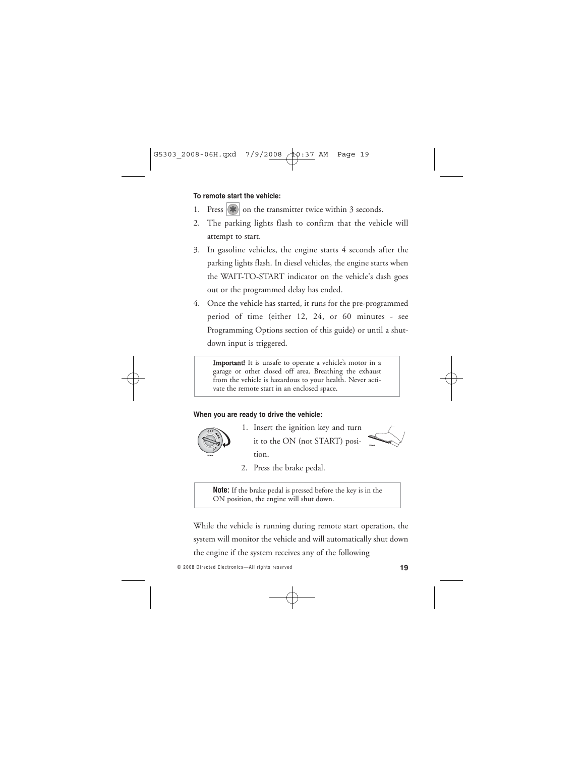**To remote start the vehicle:**

1. Press on the transmitter twice within 3 seconds.
2. The parking lights flash to confirm that the vehicle will attempt to start.
3. In gasoline vehicles, the engine starts 4 seconds after the parking lights flash. In diesel vehicles, the engine starts when the WAIT-TO-START indicator on the vehicle's dash goes out or the programmed delay has ended.
4. Once the vehicle has started, it runs for the pre-programmed period of time (either 12, 24, or 60 minutes - see Programming Options section of this guide) or until a shut-down input is triggered.

> **Important!** It is unsafe to operate a vehicle's motor in a garage or other closed off area. Breathing the exhaust from the vehicle is hazardous to your health. Never activate the remote start in an enclosed space.

**When you are ready to drive the vehicle:**

1. Insert the ignition key and turn it to the ON (not START) position.
2. Press the brake pedal.

> **Note:** If the brake pedal is pressed before the key is in the ON position, the engine will shut down.

While the vehicle is running during remote start operation, the system will monitor the vehicle and will automatically shut down the engine if the system receives any of the following

© 2008 Directed Electronics—All rights reserved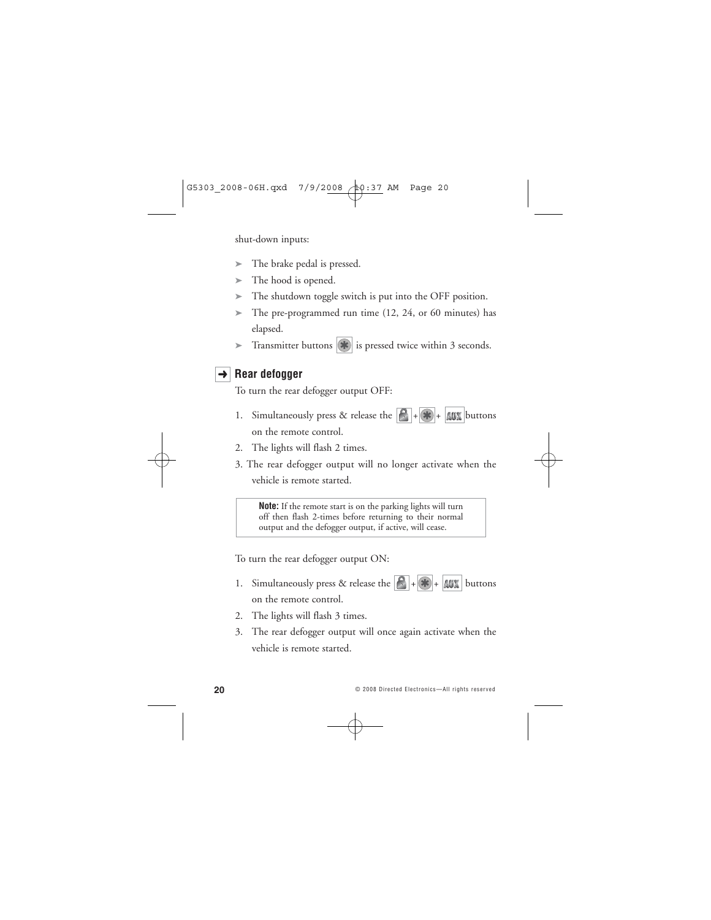shut-down inputs:

- The brake pedal is pressed.
- The hood is opened.
- The shutdown toggle switch is put into the OFF position.
- The pre-programmed run time (12, 24, or 60 minutes) has elapsed.
- Transmitter buttons [*] is pressed twice within 3 seconds.

## Rear defogger

To turn the rear defogger output OFF:

1. Simultaneously press & release the [lock] + [*] + [AUX] buttons on the remote control.
2. The lights will flash 2 times.
3. The rear defogger output will no longer activate when the vehicle is remote started.

> **Note:** If the remote start is on the parking lights will turn off then flash 2-times before returning to their normal output and the defogger output, if active, will cease.

To turn the rear defogger output ON:

1. Simultaneously press & release the [lock] + [*] + [AUX] buttons on the remote control.
2. The lights will flash 3 times.
3. The rear defogger output will once again activate when the vehicle is remote started.

© 2008 Directed Electronics—All rights reserved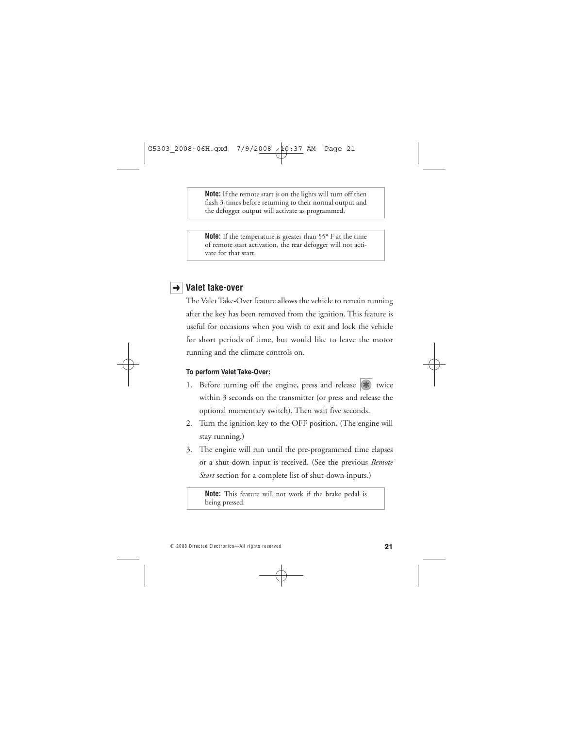> **Note:** If the remote start is on the lights will turn off then flash 3-times before returning to their normal output and the defogger output will activate as programmed.

> **Note:** If the temperature is greater than 55° F at the time of remote start activation, the rear defogger will not activate for that start.

## ➜ Valet take-over

The Valet Take-Over feature allows the vehicle to remain running after the key has been removed from the ignition. This feature is useful for occasions when you wish to exit and lock the vehicle for short periods of time, but would like to leave the motor running and the climate controls on.

**To perform Valet Take-Over:**

1. Before turning off the engine, press and release [✱] twice within 3 seconds on the transmitter (or press and release the optional momentary switch). Then wait five seconds.
2. Turn the ignition key to the OFF position. (The engine will stay running.)
3. The engine will run until the pre-programmed time elapses or a shut-down input is received. (See the previous *Remote Start* section for a complete list of shut-down inputs.)

> **Note:** This feature will not work if the brake pedal is being pressed.

© 2008 Directed Electronics—All rights reserved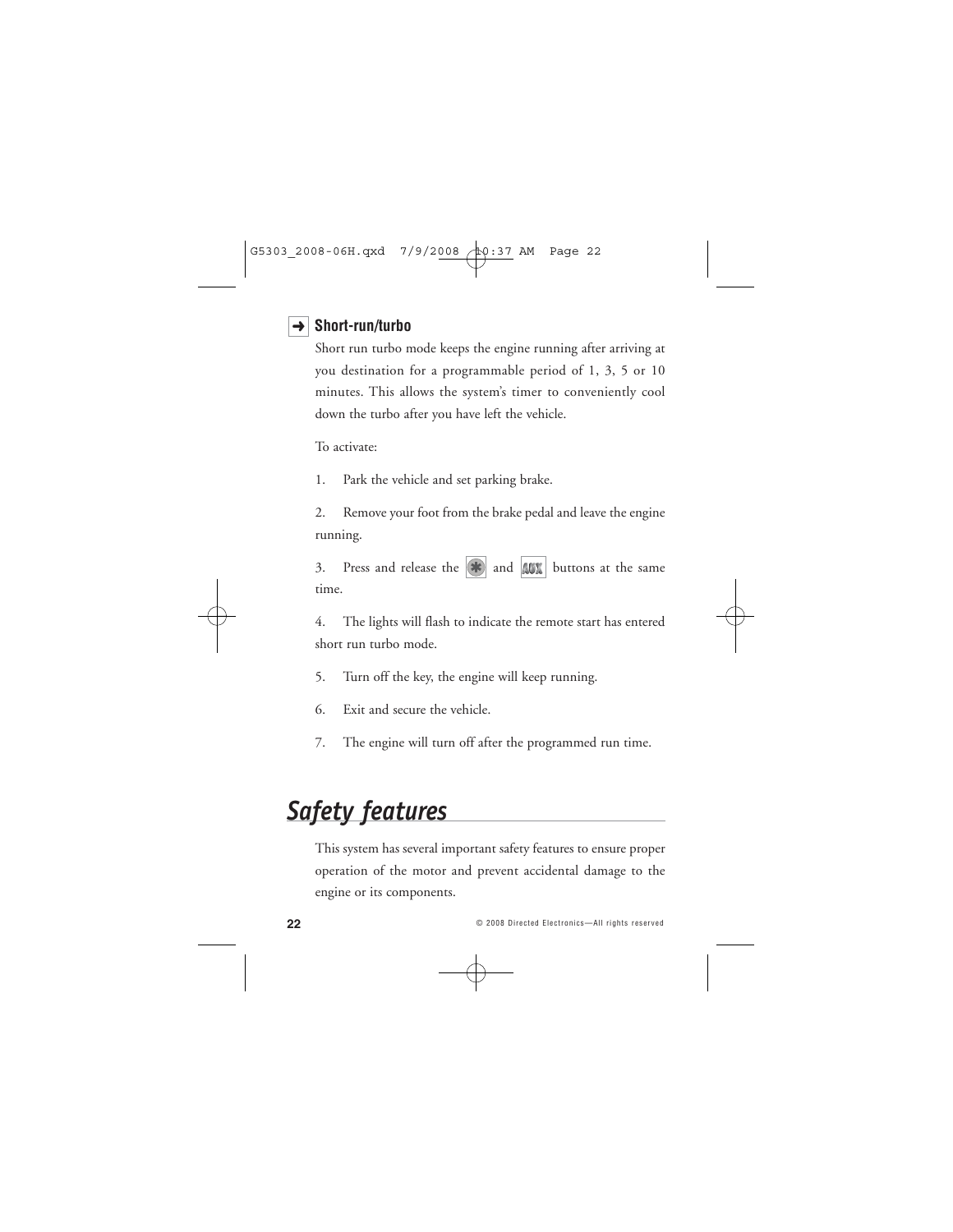### ➜ Short-run/turbo

Short run turbo mode keeps the engine running after arriving at you destination for a programmable period of 1, 3, 5 or 10 minutes. This allows the system's timer to conveniently cool down the turbo after you have left the vehicle.

To activate:

1. Park the vehicle and set parking brake.

2. Remove your foot from the brake pedal and leave the engine running.

3. Press and release the * and AUX buttons at the same time.

4. The lights will flash to indicate the remote start has entered short run turbo mode.

5. Turn off the key, the engine will keep running.

6. Exit and secure the vehicle.

7. The engine will turn off after the programmed run time.

# *Safety features*

This system has several important safety features to ensure proper operation of the motor and prevent accidental damage to the engine or its components.

© 2008 Directed Electronics—All rights reserved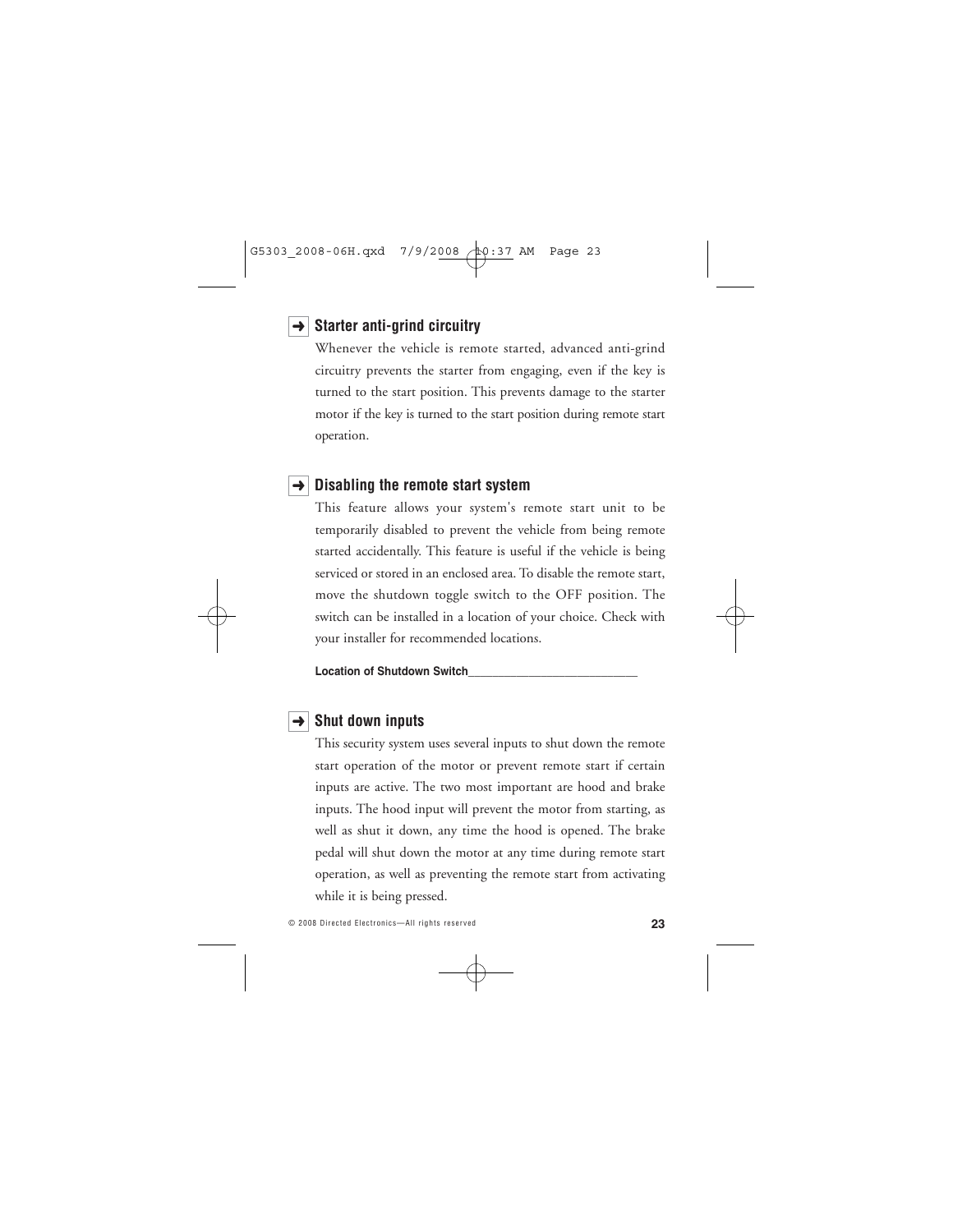### ➜ Starter anti-grind circuitry

Whenever the vehicle is remote started, advanced anti-grind circuitry prevents the starter from engaging, even if the key is turned to the start position. This prevents damage to the starter motor if the key is turned to the start position during remote start operation.

### ➜ Disabling the remote start system

This feature allows your system's remote start unit to be temporarily disabled to prevent the vehicle from being remote started accidentally. This feature is useful if the vehicle is being serviced or stored in an enclosed area. To disable the remote start, move the shutdown toggle switch to the OFF position. The switch can be installed in a location of your choice. Check with your installer for recommended locations.

**Location of Shutdown Switch**___________________________

### ➜ Shut down inputs

This security system uses several inputs to shut down the remote start operation of the motor or prevent remote start if certain inputs are active. The two most important are hood and brake inputs. The hood input will prevent the motor from starting, as well as shut it down, any time the hood is opened. The brake pedal will shut down the motor at any time during remote start operation, as well as preventing the remote start from activating while it is being pressed.

© 2008 Directed Electronics—All rights reserved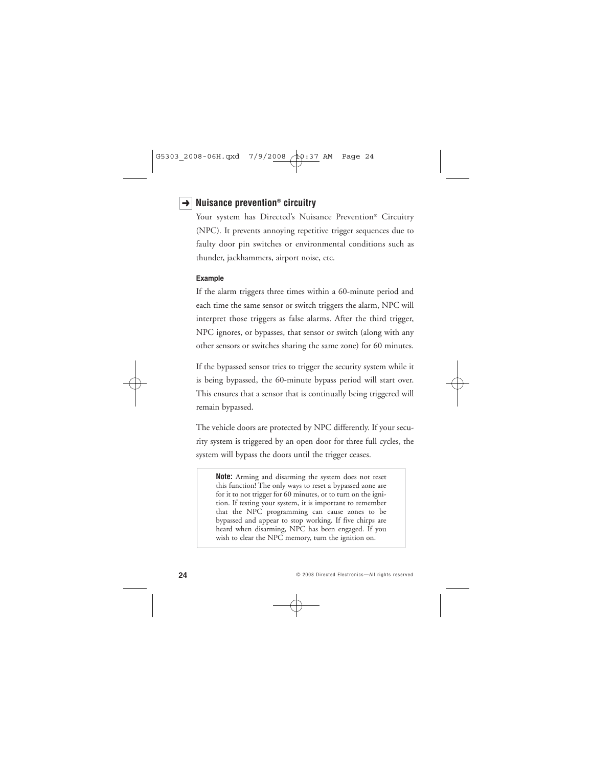## Nuisance prevention® circuitry

Your system has Directed's Nuisance Prevention® Circuitry (NPC). It prevents annoying repetitive trigger sequences due to faulty door pin switches or environmental conditions such as thunder, jackhammers, airport noise, etc.

#### Example

If the alarm triggers three times within a 60-minute period and each time the same sensor or switch triggers the alarm, NPC will interpret those triggers as false alarms. After the third trigger, NPC ignores, or bypasses, that sensor or switch (along with any other sensors or switches sharing the same zone) for 60 minutes.

If the bypassed sensor tries to trigger the security system while it is being bypassed, the 60-minute bypass period will start over. This ensures that a sensor that is continually being triggered will remain bypassed.

The vehicle doors are protected by NPC differently. If your security system is triggered by an open door for three full cycles, the system will bypass the doors until the trigger ceases.

> **Note:** Arming and disarming the system does not reset this function! The only ways to reset a bypassed zone are for it to not trigger for 60 minutes, or to turn on the ignition. If testing your system, it is important to remember that the NPC programming can cause zones to be bypassed and appear to stop working. If five chirps are heard when disarming, NPC has been engaged. If you wish to clear the NPC memory, turn the ignition on.

© 2008 Directed Electronics—All rights reserved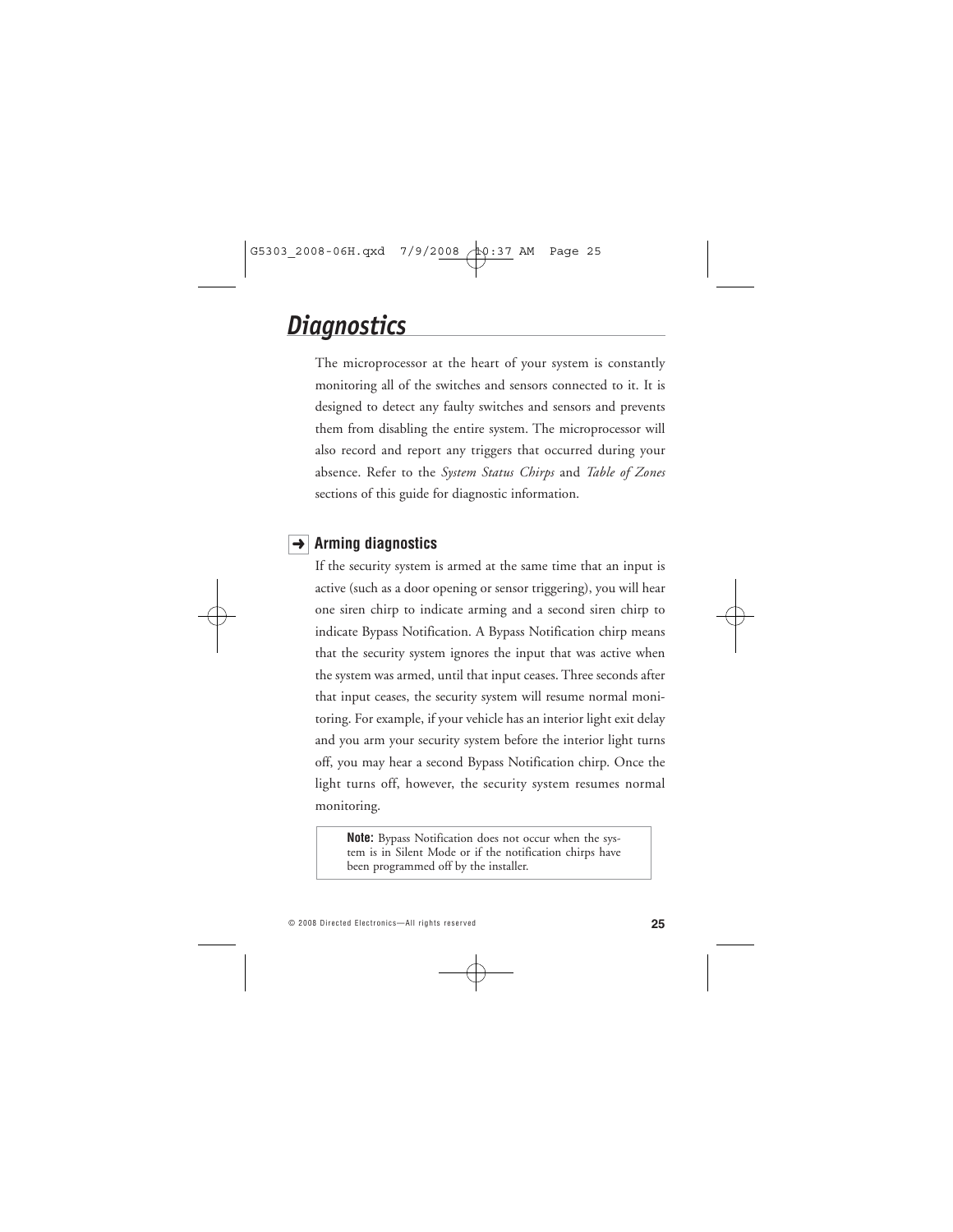# *Diagnostics*

The microprocessor at the heart of your system is constantly monitoring all of the switches and sensors connected to it. It is designed to detect any faulty switches and sensors and prevents them from disabling the entire system. The microprocessor will also record and report any triggers that occurred during your absence. Refer to the *System Status Chirps* and *Table of Zones* sections of this guide for diagnostic information.

## ➜ Arming diagnostics

If the security system is armed at the same time that an input is active (such as a door opening or sensor triggering), you will hear one siren chirp to indicate arming and a second siren chirp to indicate Bypass Notification. A Bypass Notification chirp means that the security system ignores the input that was active when the system was armed, until that input ceases. Three seconds after that input ceases, the security system will resume normal monitoring. For example, if your vehicle has an interior light exit delay and you arm your security system before the interior light turns off, you may hear a second Bypass Notification chirp. Once the light turns off, however, the security system resumes normal monitoring.

> **Note:** Bypass Notification does not occur when the system is in Silent Mode or if the notification chirps have been programmed off by the installer.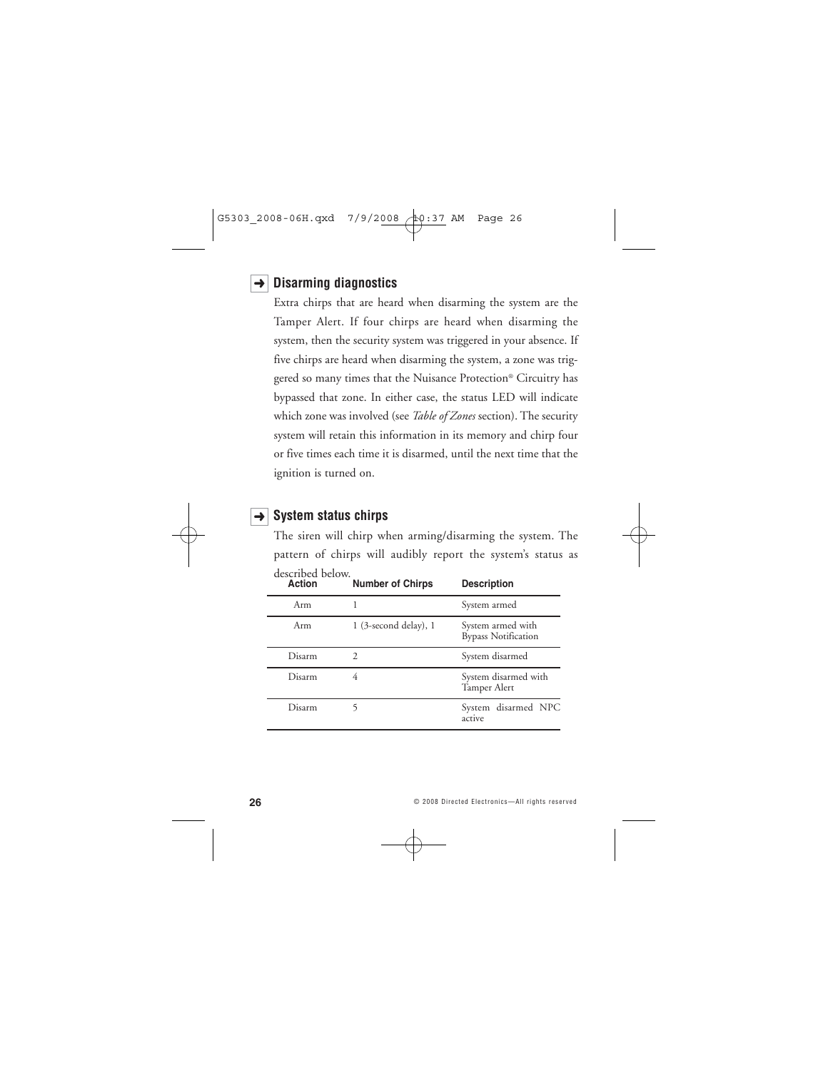## ➜ Disarming diagnostics

Extra chirps that are heard when disarming the system are the Tamper Alert. If four chirps are heard when disarming the system, then the security system was triggered in your absence. If five chirps are heard when disarming the system, a zone was triggered so many times that the Nuisance Protection® Circuitry has bypassed that zone. In either case, the status LED will indicate which zone was involved (see *Table of Zones* section). The security system will retain this information in its memory and chirp four or five times each time it is disarmed, until the next time that the ignition is turned on.

## ➜ System status chirps

The siren will chirp when arming/disarming the system. The pattern of chirps will audibly report the system's status as described below.

| Action | Number of Chirps | Description |
|---|---|---|
| Arm | 1 | System armed |
| Arm | 1 (3-second delay), 1 | System armed with Bypass Notification |
| Disarm | 2 | System disarmed |
| Disarm | 4 | System disarmed with Tamper Alert |
| Disarm | 5 | System disarmed NPC active |

© 2008 Directed Electronics—All rights reserved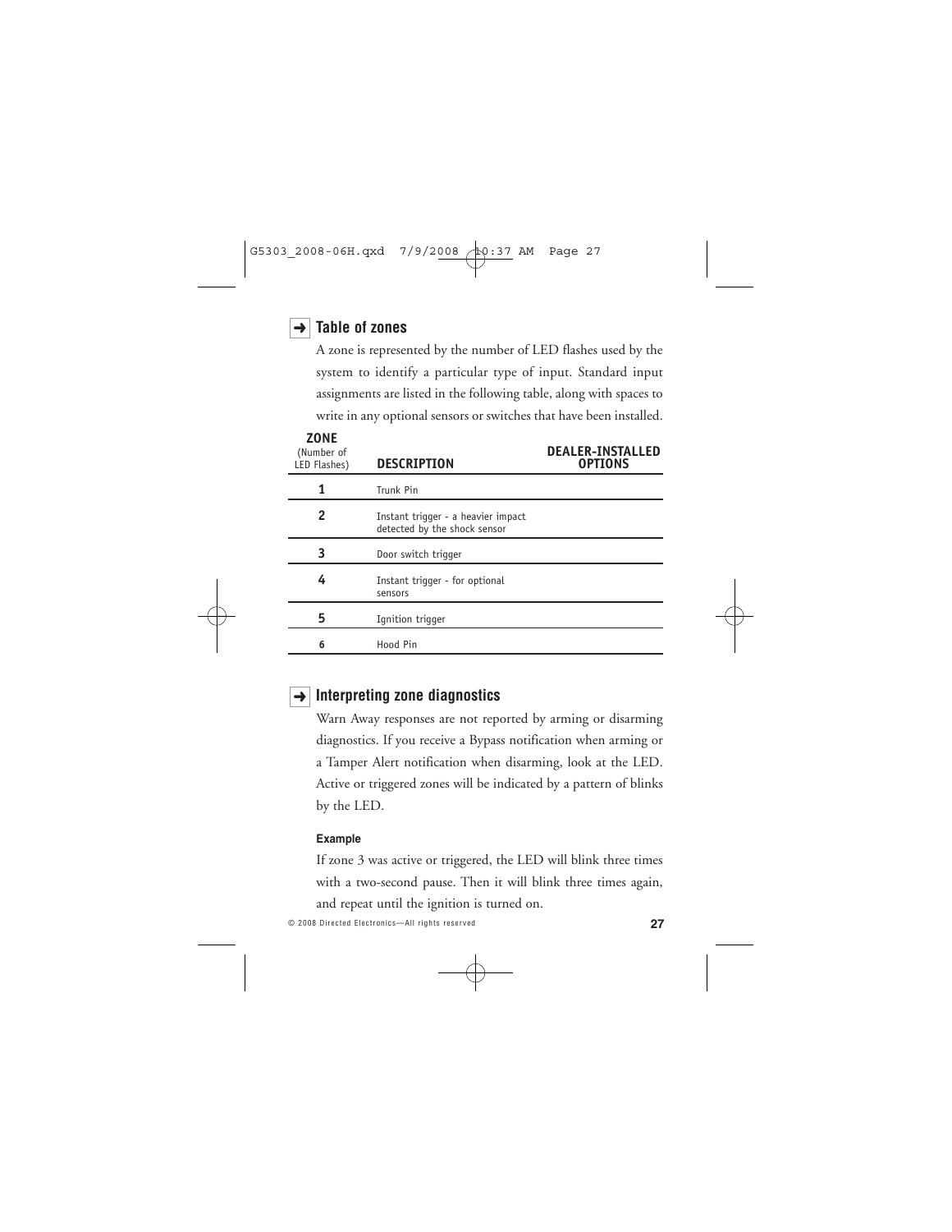## ➜ Table of zones

A zone is represented by the number of LED flashes used by the system to identify a particular type of input. Standard input assignments are listed in the following table, along with spaces to write in any optional sensors or switches that have been installed.

| ZONE (Number of LED Flashes) | DESCRIPTION | DEALER-INSTALLED OPTIONS |
|---|---|---|
| 1 | Trunk Pin | |
| 2 | Instant trigger - a heavier impact detected by the shock sensor | |
| 3 | Door switch trigger | |
| 4 | Instant trigger - for optional sensors | |
| 5 | Ignition trigger | |
| 6 | Hood Pin | |

## ➜ Interpreting zone diagnostics

Warn Away responses are not reported by arming or disarming diagnostics. If you receive a Bypass notification when arming or a Tamper Alert notification when disarming, look at the LED. Active or triggered zones will be indicated by a pattern of blinks by the LED.

**Example**

If zone 3 was active or triggered, the LED will blink three times with a two-second pause. Then it will blink three times again, and repeat until the ignition is turned on.

© 2008 Directed Electronics—All rights reserved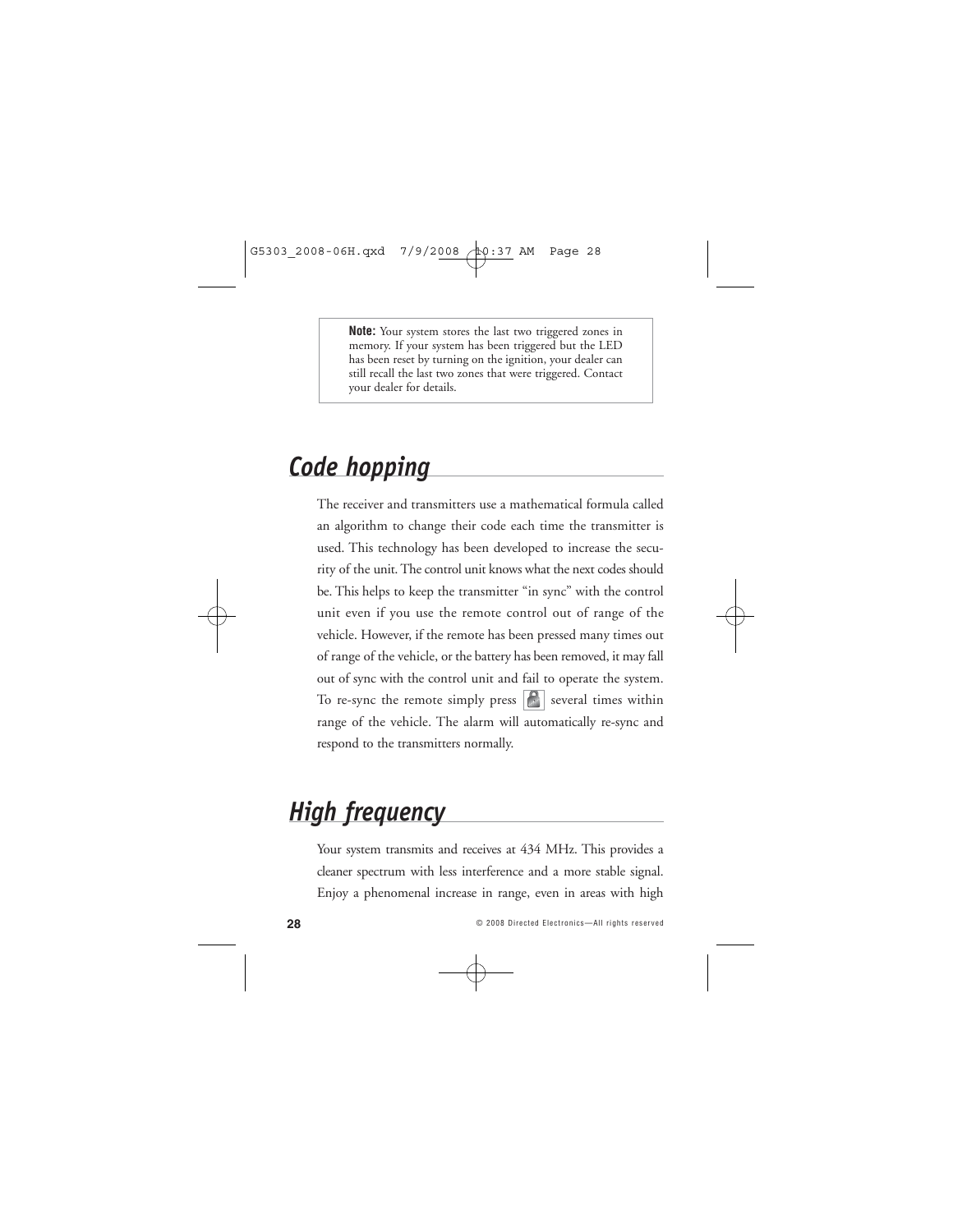> **Note:** Your system stores the last two triggered zones in memory. If your system has been triggered but the LED has been reset by turning on the ignition, your dealer can still recall the last two zones that were triggered. Contact your dealer for details.

## *Code hopping*

The receiver and transmitters use a mathematical formula called an algorithm to change their code each time the transmitter is used. This technology has been developed to increase the security of the unit. The control unit knows what the next codes should be. This helps to keep the transmitter "in sync" with the control unit even if you use the remote control out of range of the vehicle. However, if the remote has been pressed many times out of range of the vehicle, or the battery has been removed, it may fall out of sync with the control unit and fail to operate the system. To re-sync the remote simply press several times within range of the vehicle. The alarm will automatically re-sync and respond to the transmitters normally.

## *High frequency*

Your system transmits and receives at 434 MHz. This provides a cleaner spectrum with less interference and a more stable signal. Enjoy a phenomenal increase in range, even in areas with high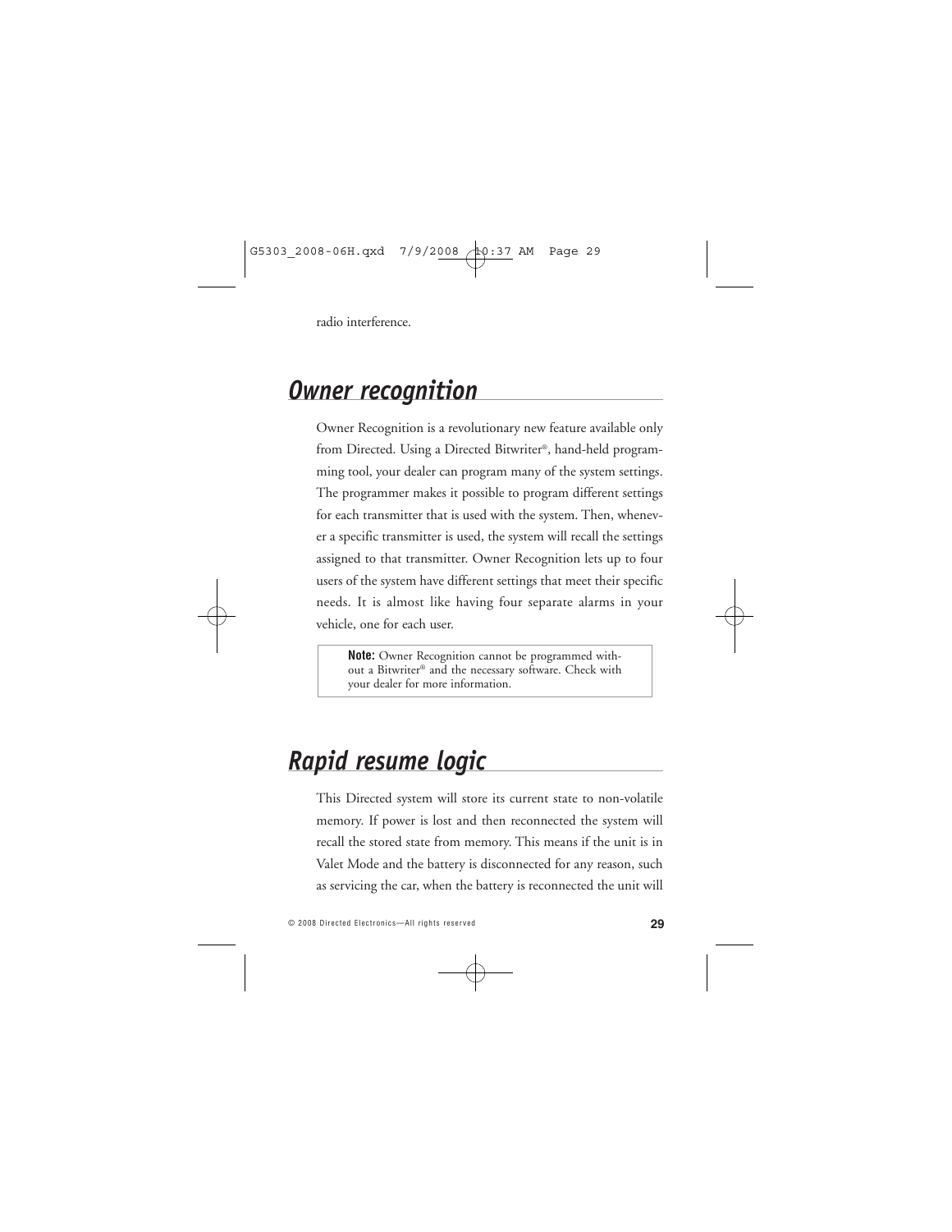radio interference.

## Owner recognition

Owner Recognition is a revolutionary new feature available only from Directed. Using a Directed Bitwriter®, hand-held programming tool, your dealer can program many of the system settings. The programmer makes it possible to program different settings for each transmitter that is used with the system. Then, whenever a specific transmitter is used, the system will recall the settings assigned to that transmitter. Owner Recognition lets up to four users of the system have different settings that meet their specific needs. It is almost like having four separate alarms in your vehicle, one for each user.

> **Note:** Owner Recognition cannot be programmed without a Bitwriter® and the necessary software. Check with your dealer for more information.

## Rapid resume logic

This Directed system will store its current state to non-volatile memory. If power is lost and then reconnected the system will recall the stored state from memory. This means if the unit is in Valet Mode and the battery is disconnected for any reason, such as servicing the car, when the battery is reconnected the unit will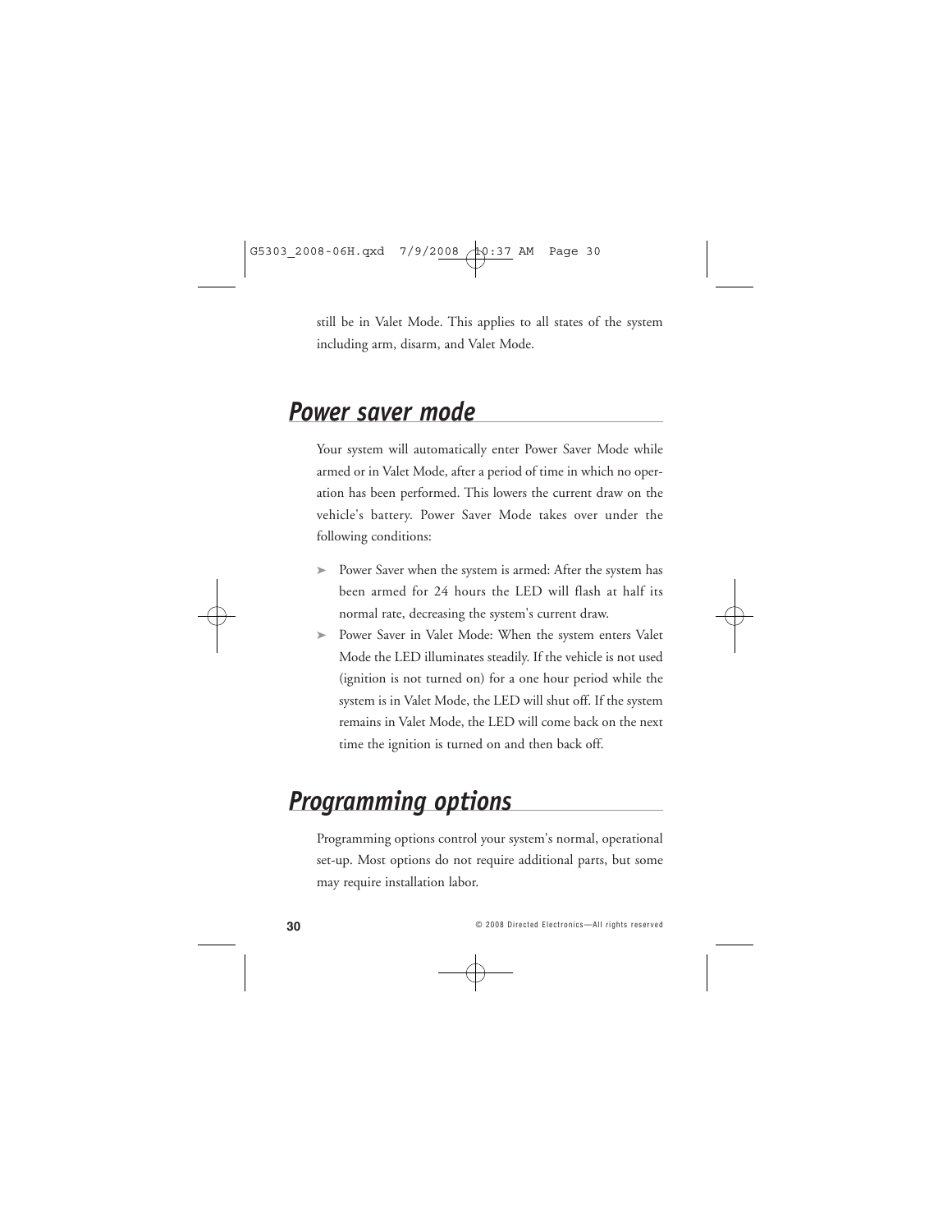still be in Valet Mode. This applies to all states of the system including arm, disarm, and Valet Mode.

## Power saver mode

Your system will automatically enter Power Saver Mode while armed or in Valet Mode, after a period of time in which no operation has been performed. This lowers the current draw on the vehicle's battery. Power Saver Mode takes over under the following conditions:

- Power Saver when the system is armed: After the system has been armed for 24 hours the LED will flash at half its normal rate, decreasing the system's current draw.
- Power Saver in Valet Mode: When the system enters Valet Mode the LED illuminates steadily. If the vehicle is not used (ignition is not turned on) for a one hour period while the system is in Valet Mode, the LED will shut off. If the system remains in Valet Mode, the LED will come back on the next time the ignition is turned on and then back off.

## Programming options

Programming options control your system's normal, operational set-up. Most options do not require additional parts, but some may require installation labor.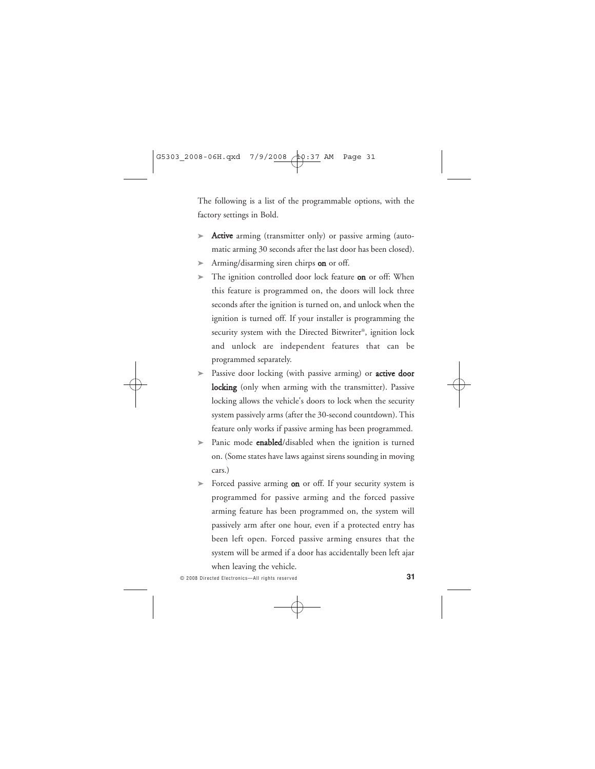The following is a list of the programmable options, with the factory settings in Bold.

- **Active** arming (transmitter only) or passive arming (automatic arming 30 seconds after the last door has been closed).
- Arming/disarming siren chirps **on** or off.
- The ignition controlled door lock feature **on** or off: When this feature is programmed on, the doors will lock three seconds after the ignition is turned on, and unlock when the ignition is turned off. If your installer is programming the security system with the Directed Bitwriter®, ignition lock and unlock are independent features that can be programmed separately.
- Passive door locking (with passive arming) or **active door locking** (only when arming with the transmitter). Passive locking allows the vehicle's doors to lock when the security system passively arms (after the 30-second countdown). This feature only works if passive arming has been programmed.
- Panic mode **enabled**/disabled when the ignition is turned on. (Some states have laws against sirens sounding in moving cars.)
- Forced passive arming **on** or off. If your security system is programmed for passive arming and the forced passive arming feature has been programmed on, the system will passively arm after one hour, even if a protected entry has been left open. Forced passive arming ensures that the system will be armed if a door has accidentally been left ajar when leaving the vehicle.

© 2008 Directed Electronics—All rights reserved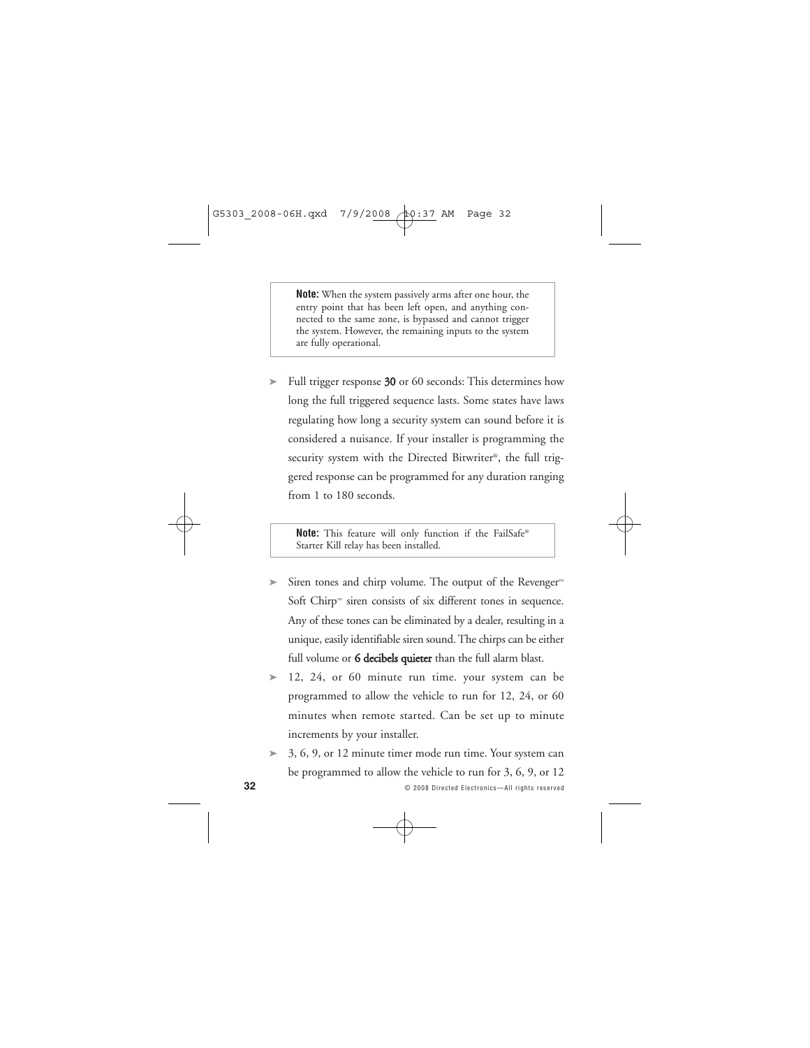> **Note:** When the system passively arms after one hour, the entry point that has been left open, and anything connected to the same zone, is bypassed and cannot trigger the system. However, the remaining inputs to the system are fully operational.

- Full trigger response **30** or 60 seconds: This determines how long the full triggered sequence lasts. Some states have laws regulating how long a security system can sound before it is considered a nuisance. If your installer is programming the security system with the Directed Bitwriter®, the full triggered response can be programmed for any duration ranging from 1 to 180 seconds.

> **Note:** This feature will only function if the FailSafe® Starter Kill relay has been installed.

- Siren tones and chirp volume. The output of the Revenger™ Soft Chirp™ siren consists of six different tones in sequence. Any of these tones can be eliminated by a dealer, resulting in a unique, easily identifiable siren sound. The chirps can be either full volume or **6 decibels quieter** than the full alarm blast.
- 12, 24, or 60 minute run time. your system can be programmed to allow the vehicle to run for 12, 24, or 60 minutes when remote started. Can be set up to minute increments by your installer.
- 3, 6, 9, or 12 minute timer mode run time. Your system can be programmed to allow the vehicle to run for 3, 6, 9, or 12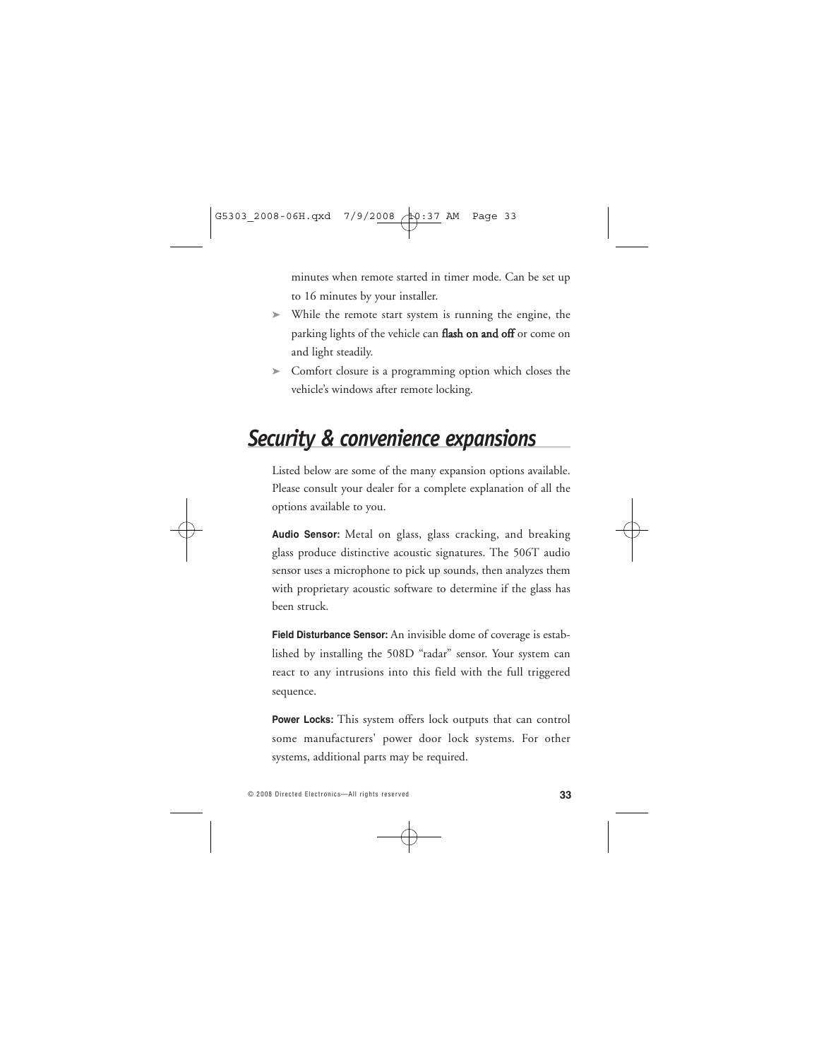minutes when remote started in timer mode. Can be set up to 16 minutes by your installer.

- While the remote start system is running the engine, the parking lights of the vehicle can **flash on and off** or come on and light steadily.
- Comfort closure is a programming option which closes the vehicle's windows after remote locking.

## *Security & convenience expansions*

Listed below are some of the many expansion options available. Please consult your dealer for a complete explanation of all the options available to you.

**Audio Sensor:** Metal on glass, glass cracking, and breaking glass produce distinctive acoustic signatures. The 506T audio sensor uses a microphone to pick up sounds, then analyzes them with proprietary acoustic software to determine if the glass has been struck.

**Field Disturbance Sensor:** An invisible dome of coverage is established by installing the 508D "radar" sensor. Your system can react to any intrusions into this field with the full triggered sequence.

**Power Locks:** This system offers lock outputs that can control some manufacturers' power door lock systems. For other systems, additional parts may be required.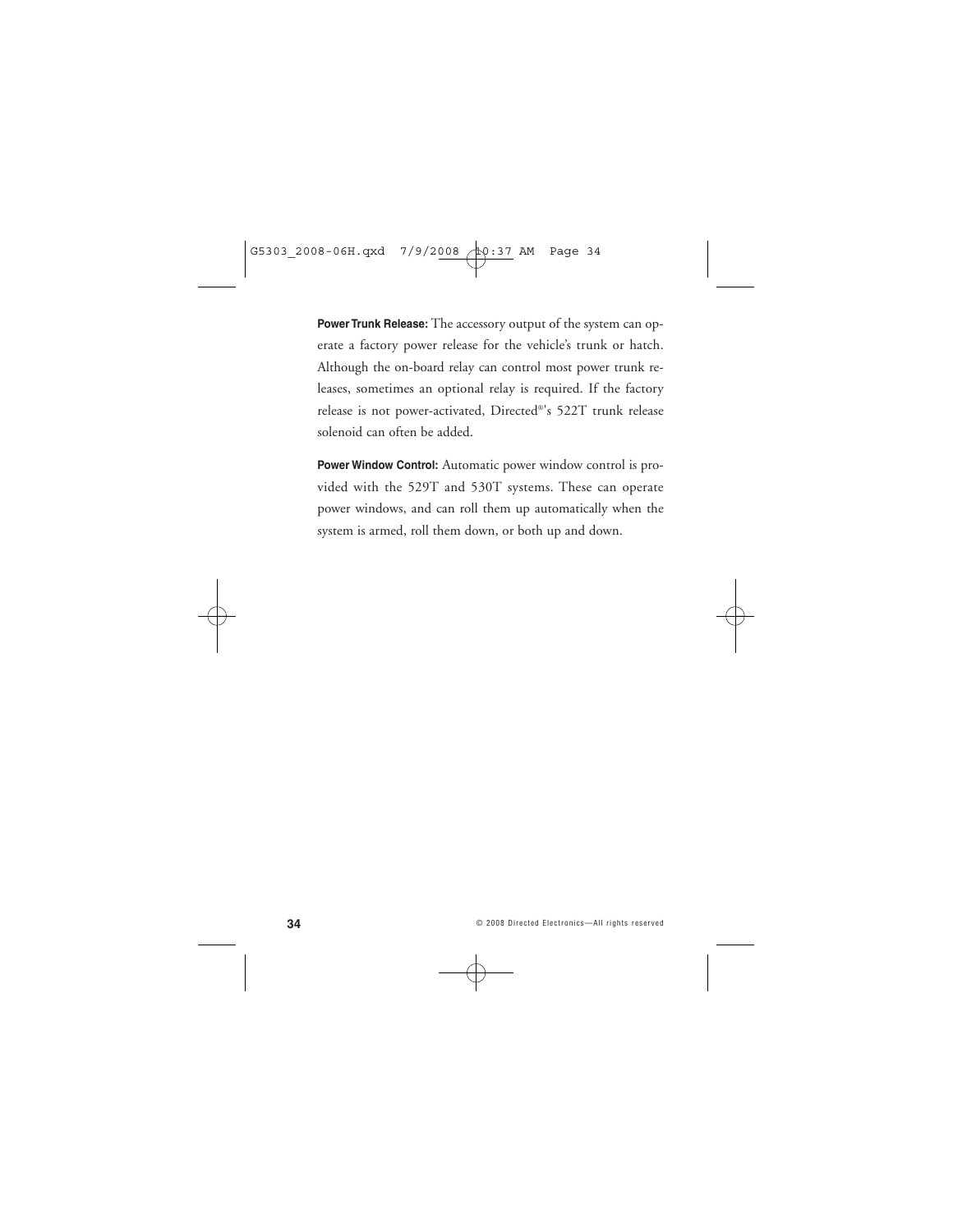**Power Trunk Release:** The accessory output of the system can operate a factory power release for the vehicle's trunk or hatch. Although the on-board relay can control most power trunk releases, sometimes an optional relay is required. If the factory release is not power-activated, Directed®'s 522T trunk release solenoid can often be added.

**Power Window Control:** Automatic power window control is provided with the 529T and 530T systems. These can operate power windows, and can roll them up automatically when the system is armed, roll them down, or both up and down.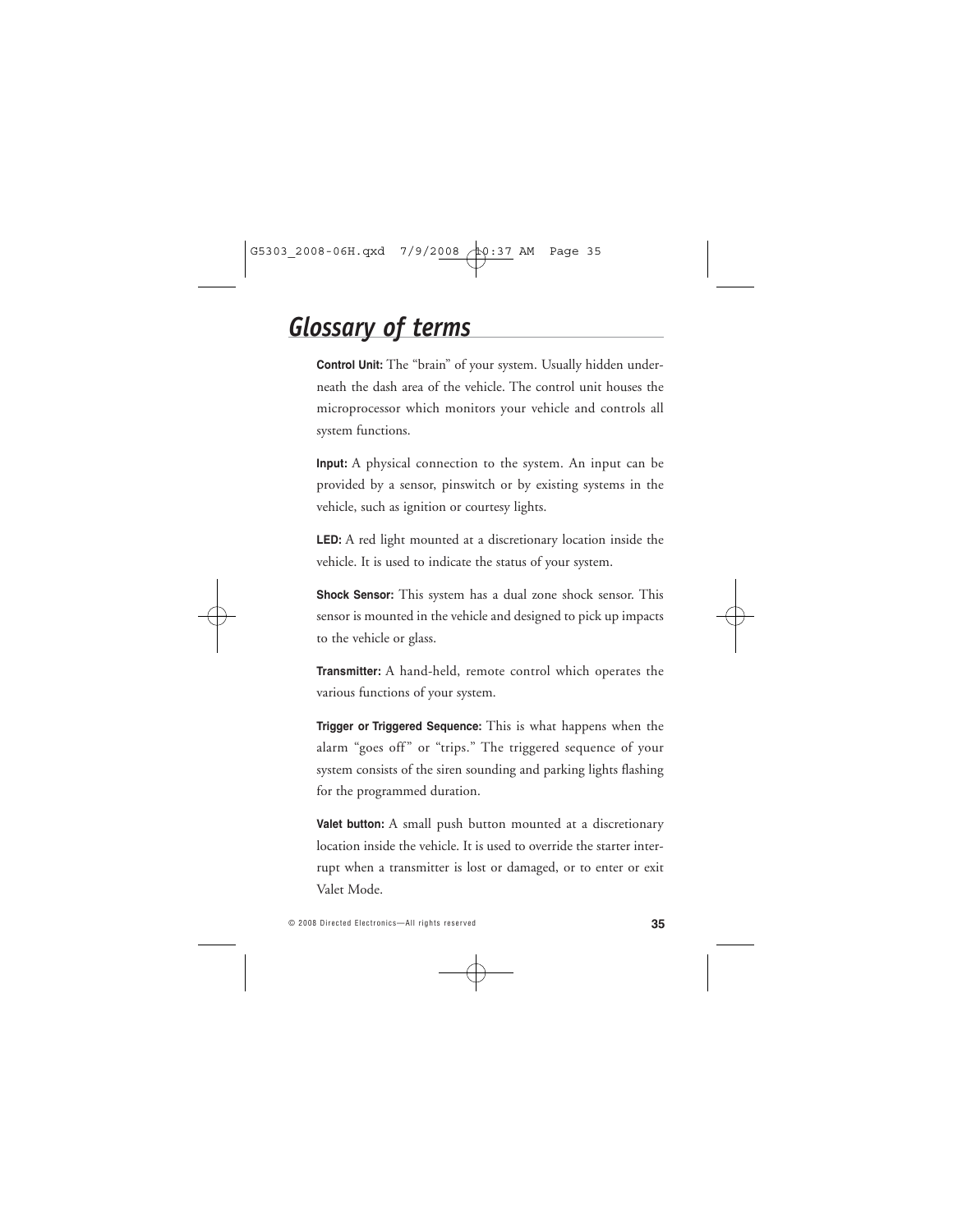# Glossary of terms

**Control Unit:** The "brain" of your system. Usually hidden underneath the dash area of the vehicle. The control unit houses the microprocessor which monitors your vehicle and controls all system functions.

**Input:** A physical connection to the system. An input can be provided by a sensor, pinswitch or by existing systems in the vehicle, such as ignition or courtesy lights.

**LED:** A red light mounted at a discretionary location inside the vehicle. It is used to indicate the status of your system.

**Shock Sensor:** This system has a dual zone shock sensor. This sensor is mounted in the vehicle and designed to pick up impacts to the vehicle or glass.

**Transmitter:** A hand-held, remote control which operates the various functions of your system.

**Trigger or Triggered Sequence:** This is what happens when the alarm "goes off" or "trips." The triggered sequence of your system consists of the siren sounding and parking lights flashing for the programmed duration.

**Valet button:** A small push button mounted at a discretionary location inside the vehicle. It is used to override the starter interrupt when a transmitter is lost or damaged, or to enter or exit Valet Mode.

© 2008 Directed Electronics—All rights reserved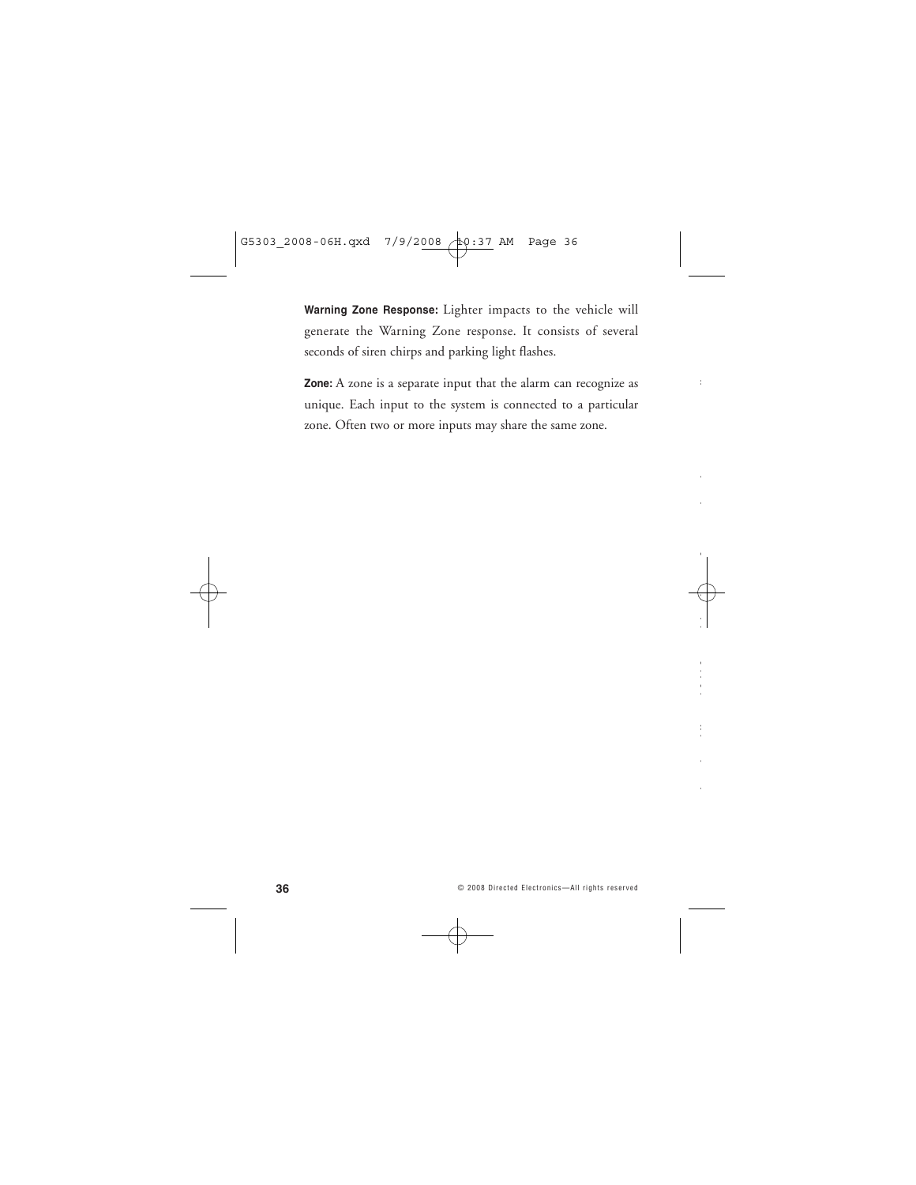**Warning Zone Response:** Lighter impacts to the vehicle will generate the Warning Zone response. It consists of several seconds of siren chirps and parking light flashes.

**Zone:** A zone is a separate input that the alarm can recognize as unique. Each input to the system is connected to a particular zone. Often two or more inputs may share the same zone.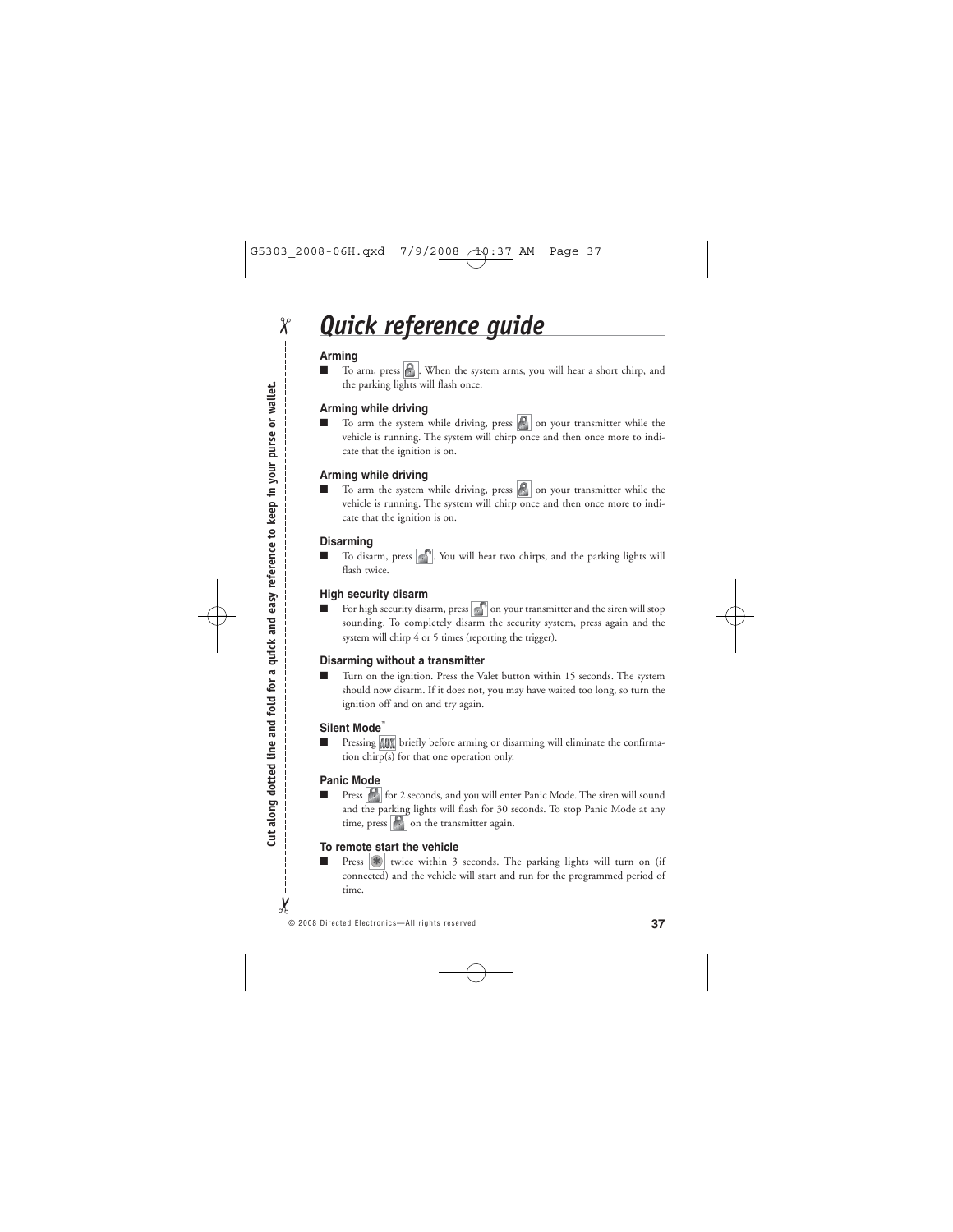# Quick reference guide

Cut along dotted line and fold for a quick and easy reference to keep in your purse or wallet.

### Arming

- To arm, press . When the system arms, you will hear a short chirp, and the parking lights will flash once.

### Arming while driving

- To arm the system while driving, press  on your transmitter while the vehicle is running. The system will chirp once and then once more to indicate that the ignition is on.

### Arming while driving

- To arm the system while driving, press  on your transmitter while the vehicle is running. The system will chirp once and then once more to indicate that the ignition is on.

### Disarming

- To disarm, press . You will hear two chirps, and the parking lights will flash twice.

### High security disarm

- For high security disarm, press  on your transmitter and the siren will stop sounding. To completely disarm the security system, press again and the system will chirp 4 or 5 times (reporting the trigger).

### Disarming without a transmitter

- Turn on the ignition. Press the Valet button within 15 seconds. The system should now disarm. If it does not, you may have waited too long, so turn the ignition off and on and try again.

### Silent Mode™

- Pressing AUX briefly before arming or disarming will eliminate the confirmation chirp(s) for that one operation only.

### Panic Mode

- Press  for 2 seconds, and you will enter Panic Mode. The siren will sound and the parking lights will flash for 30 seconds. To stop Panic Mode at any time, press  on the transmitter again.

### To remote start the vehicle

- Press  twice within 3 seconds. The parking lights will turn on (if connected) and the vehicle will start and run for the programmed period of time.

© 2008 Directed Electronics—All rights reserved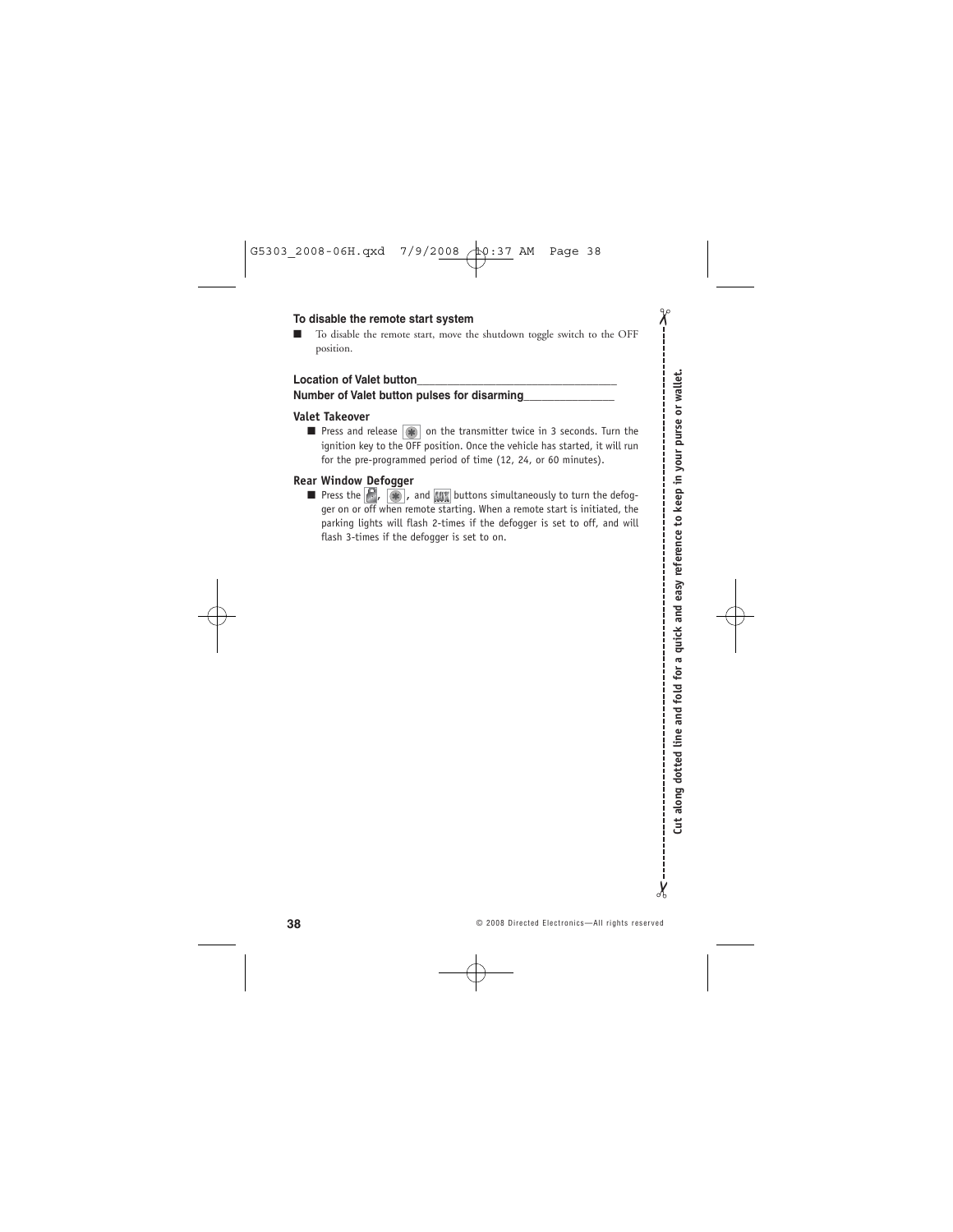#### To disable the remote start system

- To disable the remote start, move the shutdown toggle switch to the OFF position.

**Location of Valet button\_\_\_\_\_\_\_\_\_\_\_\_\_\_\_\_\_\_\_\_\_\_\_\_\_\_\_\_\_\_\_\_**
**Number of Valet button pulses for disarming\_\_\_\_\_\_\_\_\_\_\_\_\_\_\_**

#### Valet Takeover

- Press and release [✱] on the transmitter twice in 3 seconds. Turn the ignition key to the OFF position. Once the vehicle has started, it will run for the pre-programmed period of time (12, 24, or 60 minutes).

#### Rear Window Defogger

- Press the [🔒], [✱], and [AUX] buttons simultaneously to turn the defogger on or off when remote starting. When a remote start is initiated, the parking lights will flash 2-times if the defogger is set to off, and will flash 3-times if the defogger is set to on.

Cut along dotted line and fold for a quick and easy reference to keep in your purse or wallet.

© 2008 Directed Electronics—All rights reserved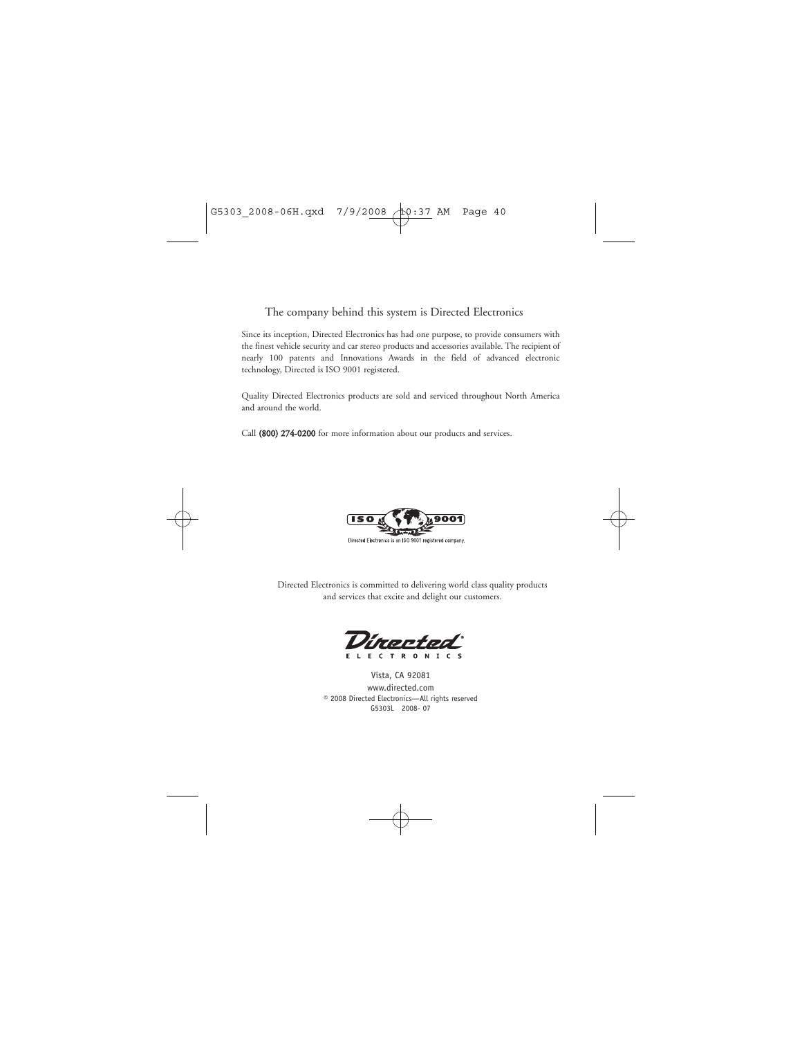## The company behind this system is Directed Electronics

Since its inception, Directed Electronics has had one purpose, to provide consumers with the finest vehicle security and car stereo products and accessories available. The recipient of nearly 100 patents and Innovations Awards in the field of advanced electronic technology, Directed is ISO 9001 registered.

Quality Directed Electronics products are sold and serviced throughout North America and around the world.

Call **(800) 274-0200** for more information about our products and services.

ISO 9001

Directed Electronics is an ISO 9001 registered company.

Directed Electronics is committed to delivering world class quality products and services that excite and delight our customers.

Directed® ELECTRONICS

Vista, CA 92081
www.directed.com
© 2008 Directed Electronics—All rights reserved
G5303L 2008- 07